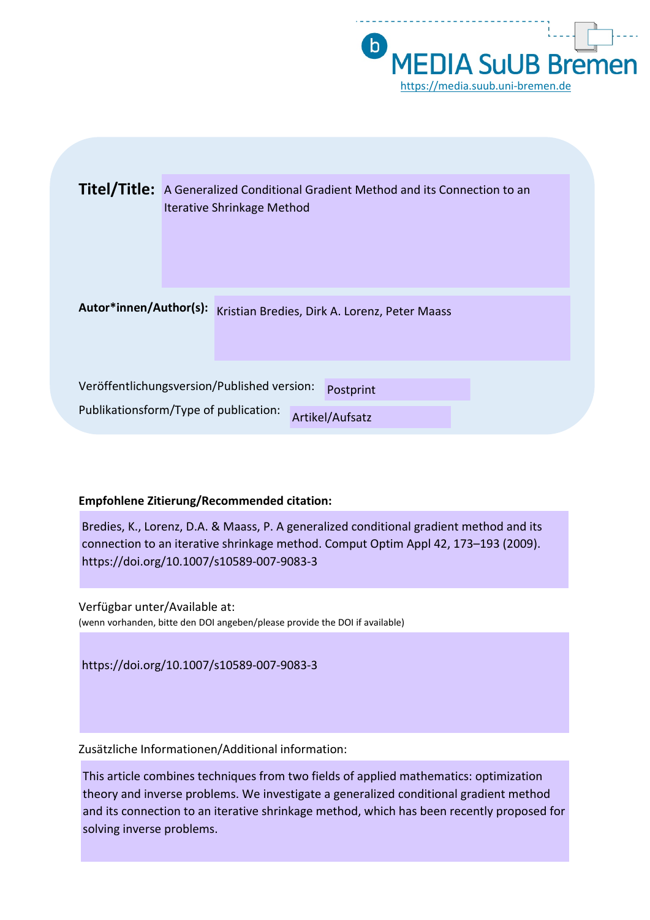MEDIA SuUB Bremen

https://media.suub.uni-bremen.de

**Titel/Title:** A Generalized Conditional Gradient Method and its Connection to an Iterative Shrinkage Method

**Autor\*innen/Author(s):** Kristian Bredies, Dirk A. Lorenz, Peter Maass

Veröffentlichungsversion/Published version: Postprint

Publikationsform/Type of publication: Artikel/Aufsatz

**Empfohlene Zitierung/Recommended citation:**

Bredies, K., Lorenz, D.A. & Maass, P. A generalized conditional gradient method and its connection to an iterative shrinkage method. Comput Optim Appl 42, 173–193 (2009). https://doi.org/10.1007/s10589-007-9083-3

Verfügbar unter/Available at:
(wenn vorhanden, bitte den DOI angeben/please provide the DOI if available)

https://doi.org/10.1007/s10589-007-9083-3

Zusätzliche Informationen/Additional information:

This article combines techniques from two fields of applied mathematics: optimization theory and inverse problems. We investigate a generalized conditional gradient method and its connection to an iterative shrinkage method, which has been recently proposed for solving inverse problems.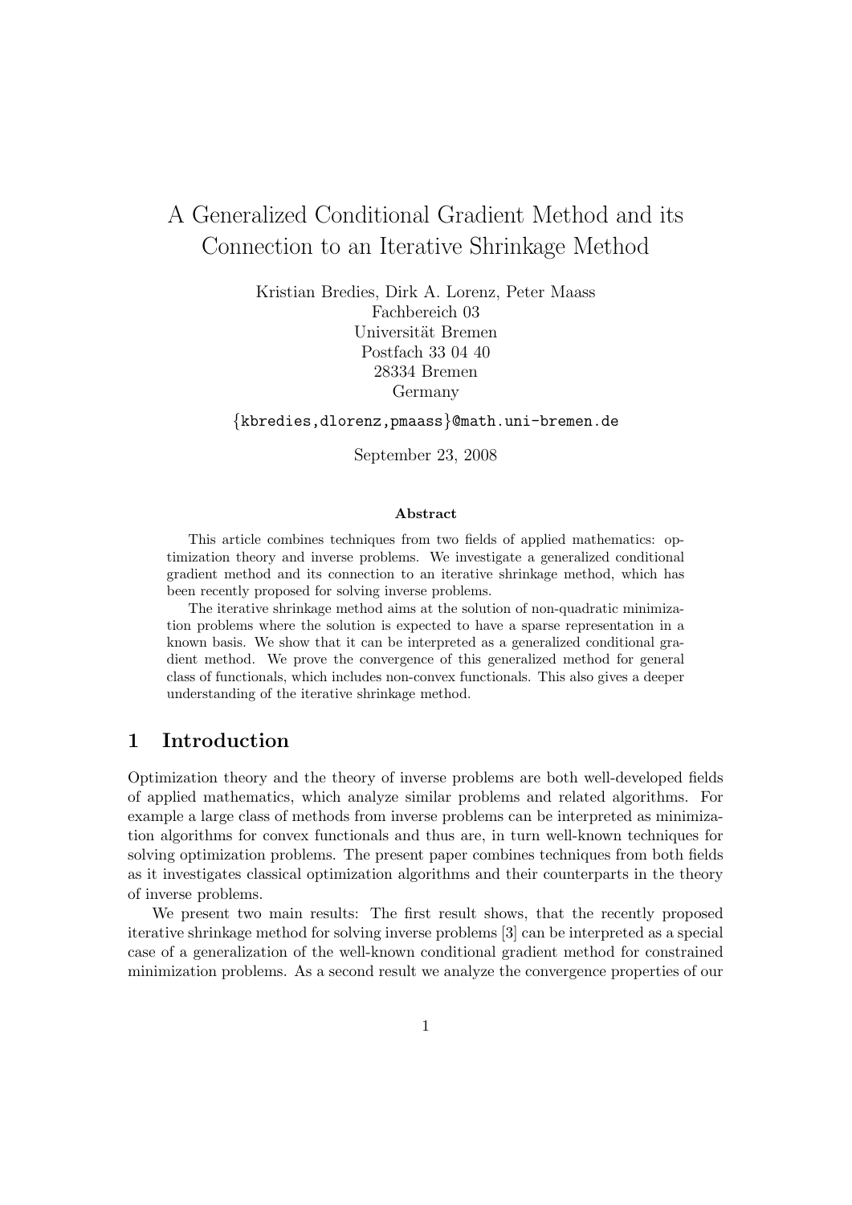# A Generalized Conditional Gradient Method and its Connection to an Iterative Shrinkage Method

Kristian Bredies, Dirk A. Lorenz, Peter Maass  
Fachbereich 03  
Universität Bremen  
Postfach 33 04 40  
28334 Bremen  
Germany

{kbredies,dlorenz,pmaass}@math.uni-bremen.de

September 23, 2008

**Abstract**

This article combines techniques from two fields of applied mathematics: optimization theory and inverse problems. We investigate a generalized conditional gradient method and its connection to an iterative shrinkage method, which has been recently proposed for solving inverse problems.

The iterative shrinkage method aims at the solution of non-quadratic minimization problems where the solution is expected to have a sparse representation in a known basis. We show that it can be interpreted as a generalized conditional gradient method. We prove the convergence of this generalized method for general class of functionals, which includes non-convex functionals. This also gives a deeper understanding of the iterative shrinkage method.

## 1 Introduction

Optimization theory and the theory of inverse problems are both well-developed fields of applied mathematics, which analyze similar problems and related algorithms. For example a large class of methods from inverse problems can be interpreted as minimization algorithms for convex functionals and thus are, in turn well-known techniques for solving optimization problems. The present paper combines techniques from both fields as it investigates classical optimization algorithms and their counterparts in the theory of inverse problems.

We present two main results: The first result shows, that the recently proposed iterative shrinkage method for solving inverse problems [3] can be interpreted as a special case of a generalization of the well-known conditional gradient method for constrained minimization problems. As a second result we analyze the convergence properties of our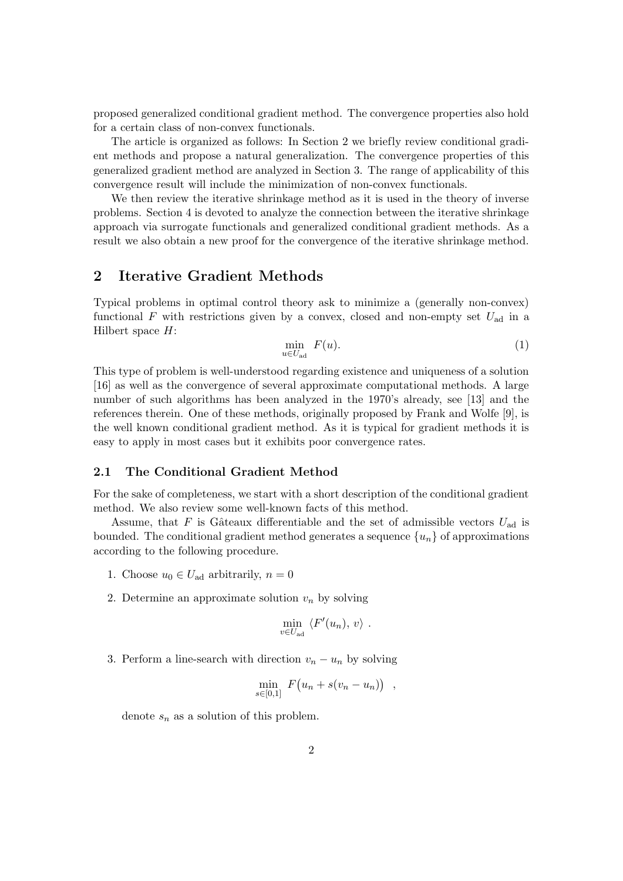proposed generalized conditional gradient method. The convergence properties also hold for a certain class of non-convex functionals.

The article is organized as follows: In Section 2 we briefly review conditional gradient methods and propose a natural generalization. The convergence properties of this generalized gradient method are analyzed in Section 3. The range of applicability of this convergence result will include the minimization of non-convex functionals.

We then review the iterative shrinkage method as it is used in the theory of inverse problems. Section 4 is devoted to analyze the connection between the iterative shrinkage approach via surrogate functionals and generalized conditional gradient methods. As a result we also obtain a new proof for the convergence of the iterative shrinkage method.

## 2 Iterative Gradient Methods

Typical problems in optimal control theory ask to minimize a (generally non-convex) functional $F$ with restrictions given by a convex, closed and non-empty set $U_{\text{ad}}$ in a Hilbert space $H$:

$$\min_{u \in U_{\text{ad}}} \; F(u). \tag{1}$$

This type of problem is well-understood regarding existence and uniqueness of a solution [16] as well as the convergence of several approximate computational methods. A large number of such algorithms has been analyzed in the 1970's already, see [13] and the references therein. One of these methods, originally proposed by Frank and Wolfe [9], is the well known conditional gradient method. As it is typical for gradient methods it is easy to apply in most cases but it exhibits poor convergence rates.

### 2.1 The Conditional Gradient Method

For the sake of completeness, we start with a short description of the conditional gradient method. We also review some well-known facts of this method.

Assume, that $F$ is Gâteaux differentiable and the set of admissible vectors $U_{\text{ad}}$ is bounded. The conditional gradient method generates a sequence $\{u_n\}$ of approximations according to the following procedure.

1. Choose $u_0 \in U_{\text{ad}}$ arbitrarily, $n = 0$
2. Determine an approximate solution $v_n$ by solving

$$\min_{v \in U_{\text{ad}}} \; \langle F'(u_n), \, v \rangle \; .$$

3. Perform a line-search with direction $v_n - u_n$ by solving

$$\min_{s \in [0,1]} \; F\big(u_n + s(v_n - u_n)\big) \;\; ,$$

denote $s_n$ as a solution of this problem.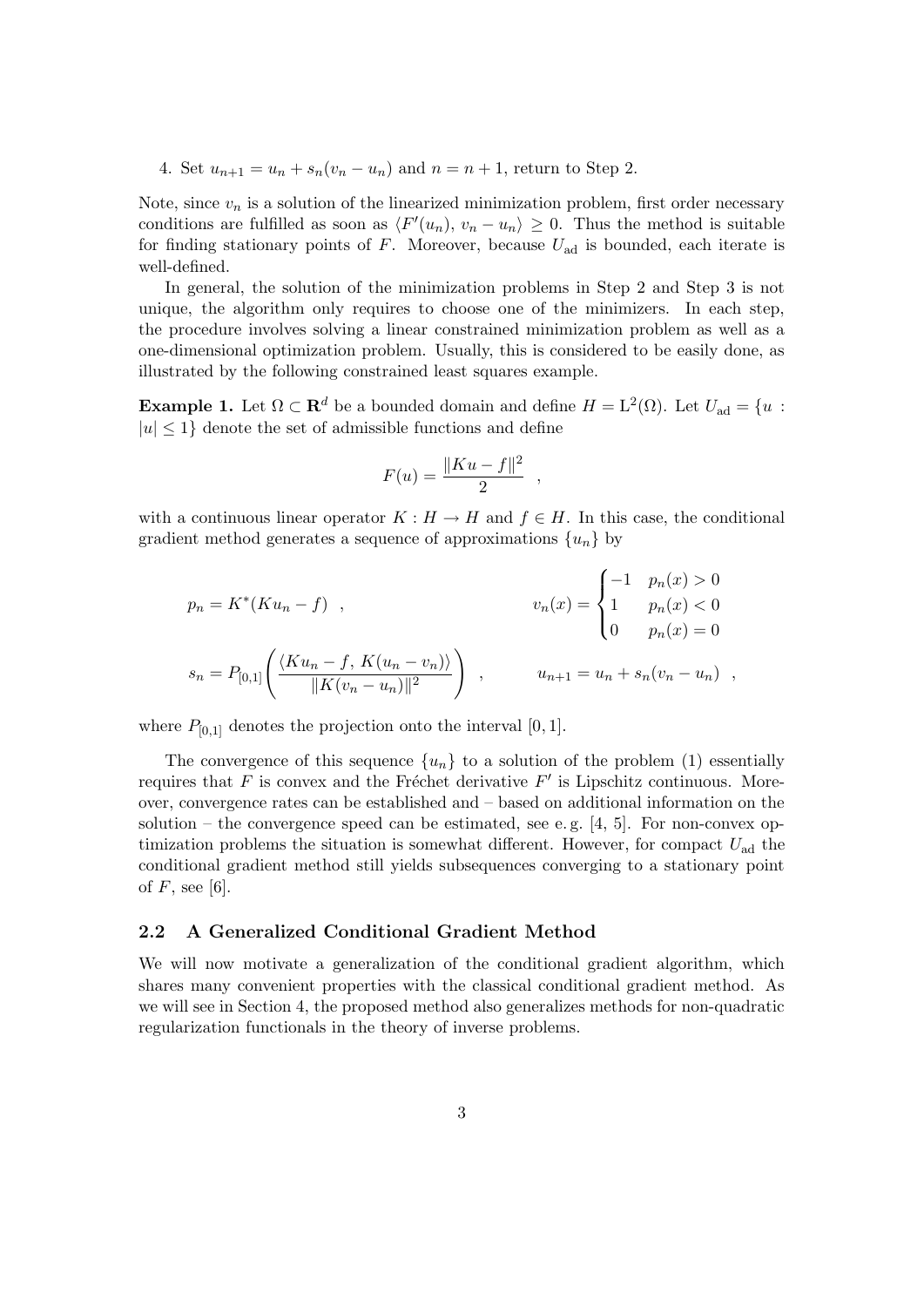4. Set $u_{n+1} = u_n + s_n(v_n - u_n)$ and $n = n + 1$, return to Step 2.

Note, since $v_n$ is a solution of the linearized minimization problem, first order necessary conditions are fulfilled as soon as $\langle F'(u_n), v_n - u_n\rangle \geq 0$. Thus the method is suitable for finding stationary points of $F$. Moreover, because $U_{\text{ad}}$ is bounded, each iterate is well-defined.

In general, the solution of the minimization problems in Step 2 and Step 3 is not unique, the algorithm only requires to choose one of the minimizers. In each step, the procedure involves solving a linear constrained minimization problem as well as a one-dimensional optimization problem. Usually, this is considered to be easily done, as illustrated by the following constrained least squares example.

**Example 1.** Let $\Omega \subset \mathbf{R}^d$ be a bounded domain and define $H = \mathrm{L}^2(\Omega)$. Let $U_{\text{ad}} = \{u : |u| \leq 1\}$ denote the set of admissible functions and define

$$F(u) = \frac{\|Ku - f\|^2}{2} \quad ,$$

with a continuous linear operator $K : H \to H$ and $f \in H$. In this case, the conditional gradient method generates a sequence of approximations $\{u_n\}$ by

$$p_n = K^*(Ku_n - f) \quad , \qquad\qquad v_n(x) = \begin{cases} -1 & p_n(x) > 0 \\ 1 & p_n(x) < 0 \\ 0 & p_n(x) = 0 \end{cases}$$

$$s_n = P_{[0,1]}\left(\frac{\langle Ku_n - f,\, K(u_n - v_n)\rangle}{\|K(v_n - u_n)\|^2}\right) \quad , \qquad u_{n+1} = u_n + s_n(v_n - u_n) \quad ,$$

where $P_{[0,1]}$ denotes the projection onto the interval $[0, 1]$.

The convergence of this sequence $\{u_n\}$ to a solution of the problem (1) essentially requires that $F$ is convex and the Fréchet derivative $F'$ is Lipschitz continuous. Moreover, convergence rates can be established and – based on additional information on the solution – the convergence speed can be estimated, see e. g. [4, 5]. For non-convex optimization problems the situation is somewhat different. However, for compact $U_{\text{ad}}$ the conditional gradient method still yields subsequences converging to a stationary point of $F$, see [6].

### 2.2 A Generalized Conditional Gradient Method

We will now motivate a generalization of the conditional gradient algorithm, which shares many convenient properties with the classical conditional gradient method. As we will see in Section 4, the proposed method also generalizes methods for non-quadratic regularization functionals in the theory of inverse problems.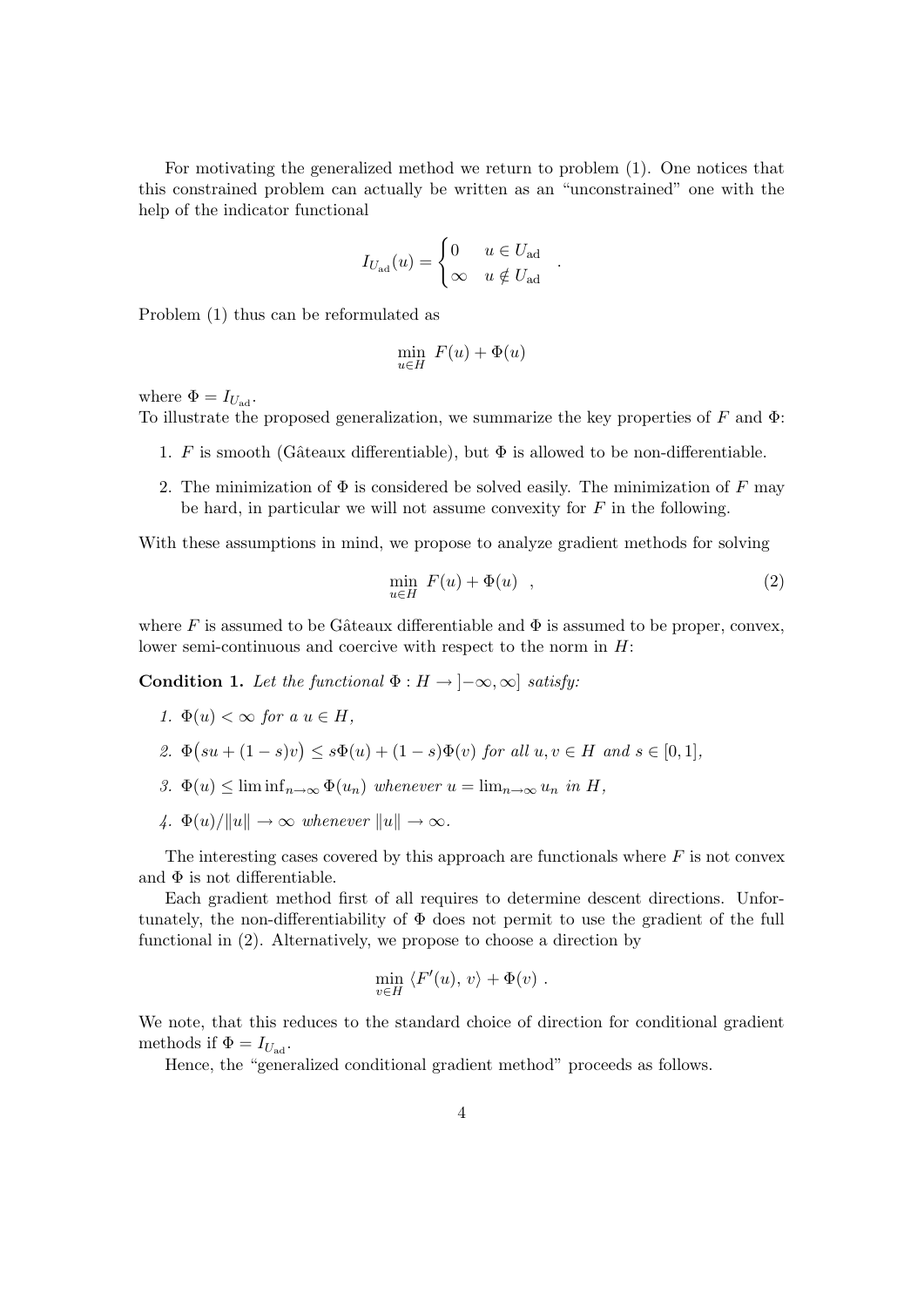For motivating the generalized method we return to problem (1). One notices that this constrained problem can actually be written as an "unconstrained" one with the help of the indicator functional

$$I_{U_{\mathrm{ad}}}(u) = \begin{cases} 0 & u \in U_{\mathrm{ad}} \\ \infty & u \notin U_{\mathrm{ad}} \end{cases} .$$

Problem (1) thus can be reformulated as

$$\min_{u \in H} \; F(u) + \Phi(u)$$

where $\Phi = I_{U_{\mathrm{ad}}}$.
To illustrate the proposed generalization, we summarize the key properties of $F$ and $\Phi$:

1. $F$ is smooth (Gâteaux differentiable), but $\Phi$ is allowed to be non-differentiable.
2. The minimization of $\Phi$ is considered be solved easily. The minimization of $F$ may be hard, in particular we will not assume convexity for $F$ in the following.

With these assumptions in mind, we propose to analyze gradient methods for solving

$$\min_{u \in H} \; F(u) + \Phi(u) \quad , \tag{2}$$

where $F$ is assumed to be Gâteaux differentiable and $\Phi$ is assumed to be proper, convex, lower semi-continuous and coercive with respect to the norm in $H$:

**Condition 1.** *Let the functional $\Phi : H \to \, ]-\infty, \infty]$ satisfy:*

1. *$\Phi(u) < \infty$ for a $u \in H$,*
2. *$\Phi\big(su + (1-s)v\big) \leq s\Phi(u) + (1-s)\Phi(v)$ for all $u, v \in H$ and $s \in [0,1]$,*
3. *$\Phi(u) \leq \liminf_{n\to\infty} \Phi(u_n)$ whenever $u = \lim_{n\to\infty} u_n$ in $H$,*
4. *$\Phi(u)/\|u\| \to \infty$ whenever $\|u\| \to \infty$.*

The interesting cases covered by this approach are functionals where $F$ is not convex and $\Phi$ is not differentiable.

Each gradient method first of all requires to determine descent directions. Unfortunately, the non-differentiability of $\Phi$ does not permit to use the gradient of the full functional in (2). Alternatively, we propose to choose a direction by

$$\min_{v \in H} \; \langle F'(u), \, v \rangle + \Phi(v) \; .$$

We note, that this reduces to the standard choice of direction for conditional gradient methods if $\Phi = I_{U_{\mathrm{ad}}}$.

Hence, the "generalized conditional gradient method" proceeds as follows.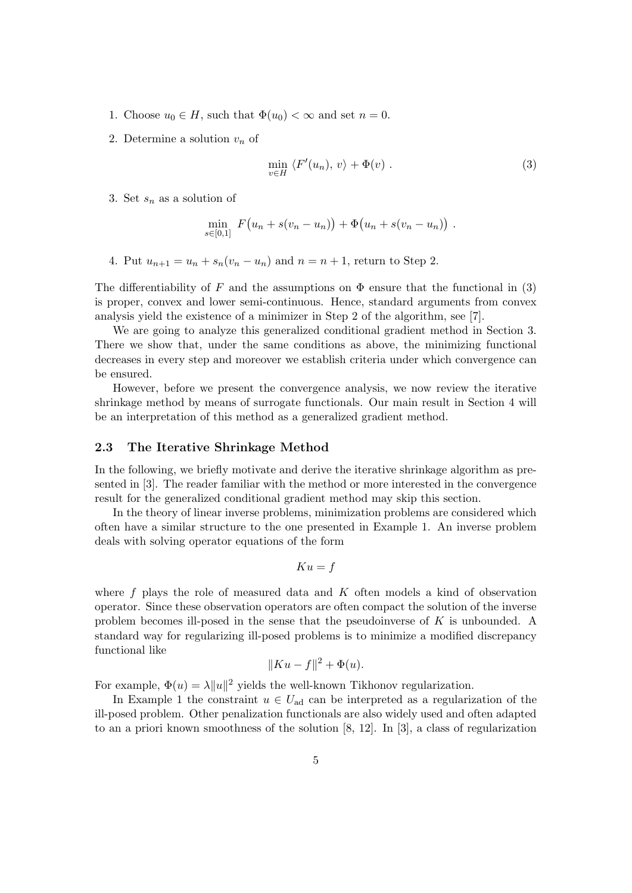1. Choose $u_0 \in H$, such that $\Phi(u_0) < \infty$ and set $n = 0$.
2. Determine a solution $v_n$ of

$$\min_{v \in H} \langle F'(u_n), v \rangle + \Phi(v) . \tag{3}$$

3. Set $s_n$ as a solution of

$$\min_{s \in [0,1]} F\big(u_n + s(v_n - u_n)\big) + \Phi\big(u_n + s(v_n - u_n)\big) .$$

4. Put $u_{n+1} = u_n + s_n(v_n - u_n)$ and $n = n + 1$, return to Step 2.

The differentiability of $F$ and the assumptions on $\Phi$ ensure that the functional in (3) is proper, convex and lower semi-continuous. Hence, standard arguments from convex analysis yield the existence of a minimizer in Step 2 of the algorithm, see [7].

We are going to analyze this generalized conditional gradient method in Section 3. There we show that, under the same conditions as above, the minimizing functional decreases in every step and moreover we establish criteria under which convergence can be ensured.

However, before we present the convergence analysis, we now review the iterative shrinkage method by means of surrogate functionals. Our main result in Section 4 will be an interpretation of this method as a generalized gradient method.

### 2.3 The Iterative Shrinkage Method

In the following, we briefly motivate and derive the iterative shrinkage algorithm as presented in [3]. The reader familiar with the method or more interested in the convergence result for the generalized conditional gradient method may skip this section.

In the theory of linear inverse problems, minimization problems are considered which often have a similar structure to the one presented in Example 1. An inverse problem deals with solving operator equations of the form

$$Ku = f$$

where $f$ plays the role of measured data and $K$ often models a kind of observation operator. Since these observation operators are often compact the solution of the inverse problem becomes ill-posed in the sense that the pseudoinverse of $K$ is unbounded. A standard way for regularizing ill-posed problems is to minimize a modified discrepancy functional like

$$\|Ku - f\|^2 + \Phi(u).$$

For example, $\Phi(u) = \lambda \|u\|^2$ yields the well-known Tikhonov regularization.

In Example 1 the constraint $u \in U_{\text{ad}}$ can be interpreted as a regularization of the ill-posed problem. Other penalization functionals are also widely used and often adapted to an a priori known smoothness of the solution [8, 12]. In [3], a class of regularization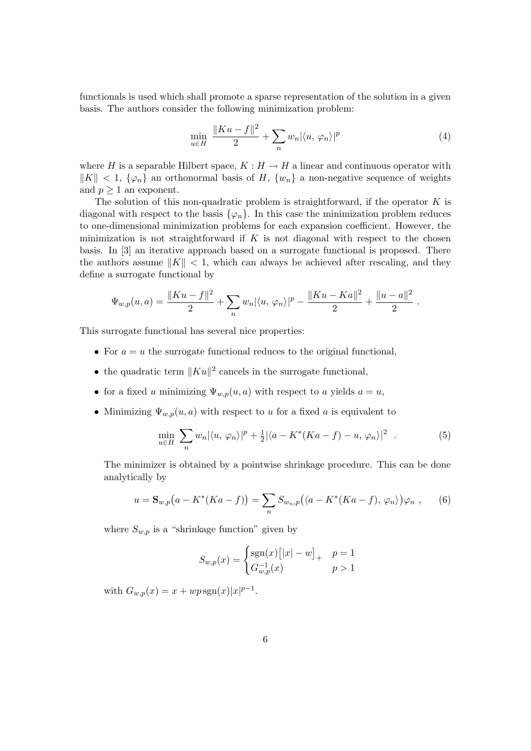functionals is used which shall promote a sparse representation of the solution in a given basis. The authors consider the following minimization problem:

$$\min_{u \in H} \; \frac{\|Ku - f\|^2}{2} + \sum_n w_n |\langle u,\, \varphi_n \rangle|^p \tag{4}$$

where $H$ is a separable Hilbert space, $K : H \to H$ a linear and continuous operator with $\|K\| < 1$, $\{\varphi_n\}$ an orthonormal basis of $H$, $\{w_n\}$ a non-negative sequence of weights and $p \geq 1$ an exponent.

The solution of this non-quadratic problem is straightforward, if the operator $K$ is diagonal with respect to the basis $\{\varphi_n\}$. In this case the minimization problem reduces to one-dimensional minimization problems for each expansion coefficient. However, the minimization is not straightforward if $K$ is not diagonal with respect to the chosen basis. In [3] an iterative approach based on a surrogate functional is proposed. There the authors assume $\|K\| < 1$, which can always be achieved after rescaling, and they define a surrogate functional by

$$\Psi_{w,p}(u, a) = \frac{\|Ku - f\|^2}{2} + \sum_n w_n |\langle u,\, \varphi_n \rangle|^p - \frac{\|Ku - Ka\|^2}{2} + \frac{\|u - a\|^2}{2} \; .$$

This surrogate functional has several nice properties:

- For $a = u$ the surrogate functional reduces to the original functional,
- the quadratic term $\|Ku\|^2$ cancels in the surrogate functional,
- for a fixed $u$ minimizing $\Psi_{w,p}(u, a)$ with respect to $a$ yields $a = u$,
- Minimizing $\Psi_{w,p}(u, a)$ with respect to $u$ for a fixed $a$ is equivalent to

$$\min_{u \in H} \; \sum_n w_n |\langle u,\, \varphi_n \rangle|^p + \tfrac{1}{2} |\langle a - K^*(Ka - f) - u,\, \varphi_n \rangle|^2 \quad . \tag{5}$$

The minimizer is obtained by a pointwise shrinkage procedure. This can be done analytically by

$$u = \mathbf{S}_{w,p}\big(a - K^*(Ka - f)\big) = \sum_n S_{w_n,p}\big(\langle a - K^*(Ka - f),\, \varphi_n \rangle\big) \varphi_n \; , \tag{6}$$

where $S_{w,p}$ is a "shrinkage function" given by

$$S_{w,p}(x) = \begin{cases} \operatorname{sgn}(x)\big[|x| - w\big]_+ & p = 1 \\ G_{w,p}^{-1}(x) & p > 1 \end{cases}$$

with $G_{w,p}(x) = x + wp \operatorname{sgn}(x)|x|^{p-1}$.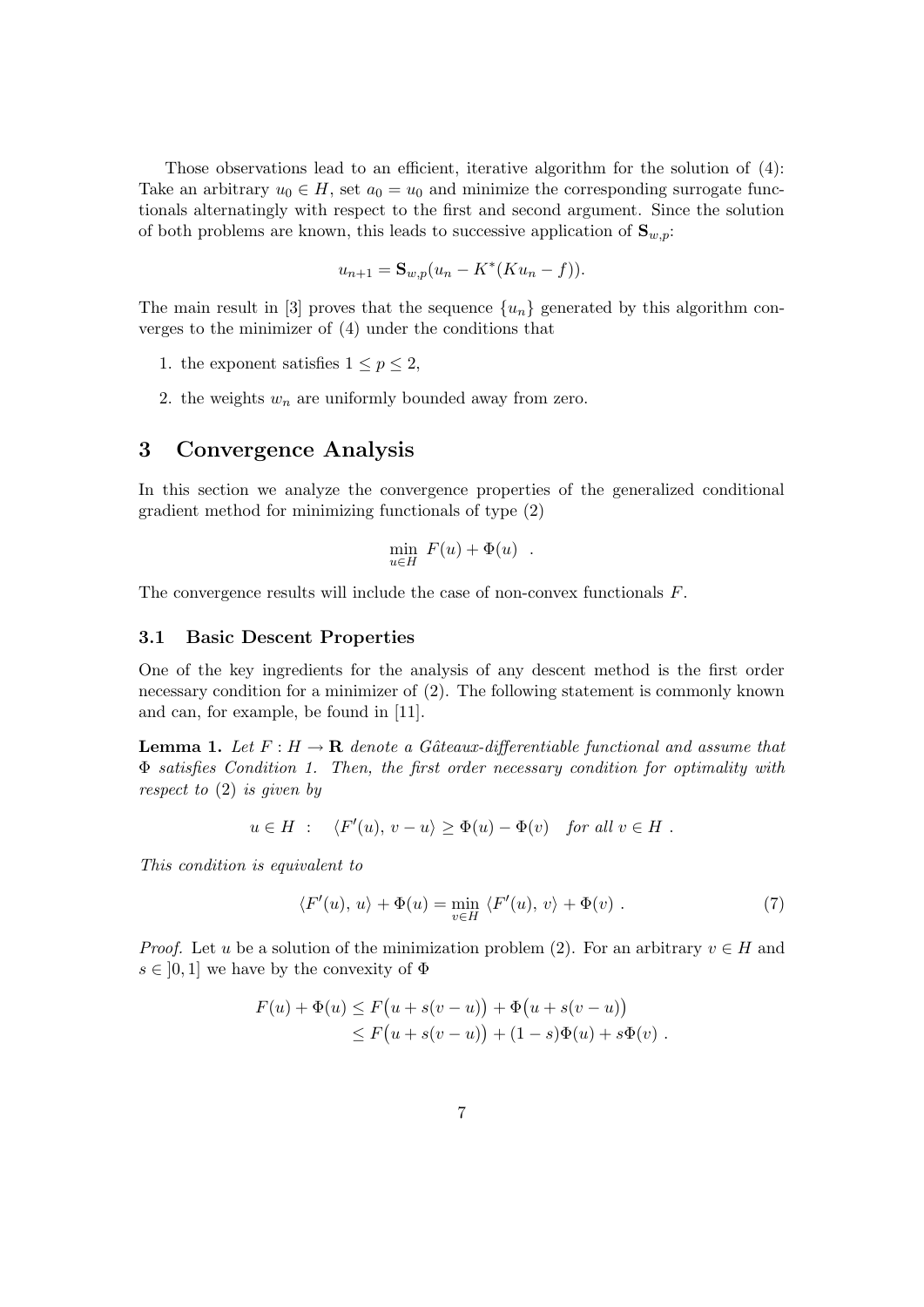Those observations lead to an efficient, iterative algorithm for the solution of (4): Take an arbitrary $u_0 \in H$, set $a_0 = u_0$ and minimize the corresponding surrogate functionals alternatingly with respect to the first and second argument. Since the solution of both problems are known, this leads to successive application of $\mathbf{S}_{w,p}$:

$$u_{n+1} = \mathbf{S}_{w,p}(u_n - K^*(Ku_n - f)).$$

The main result in [3] proves that the sequence $\{u_n\}$ generated by this algorithm converges to the minimizer of (4) under the conditions that

1. the exponent satisfies $1 \leq p \leq 2$,
2. the weights $w_n$ are uniformly bounded away from zero.

## 3 Convergence Analysis

In this section we analyze the convergence properties of the generalized conditional gradient method for minimizing functionals of type (2)

$$\min_{u \in H} \; F(u) + \Phi(u) \quad .$$

The convergence results will include the case of non-convex functionals $F$.

### 3.1 Basic Descent Properties

One of the key ingredients for the analysis of any descent method is the first order necessary condition for a minimizer of (2). The following statement is commonly known and can, for example, be found in [11].

**Lemma 1.** *Let $F : H \to \mathbf{R}$ denote a Gâteaux-differentiable functional and assume that $\Phi$ satisfies Condition 1. Then, the first order necessary condition for optimality with respect to* (2) *is given by*

$$u \in H \;\; : \quad \langle F'(u),\, v - u\rangle \geq \Phi(u) - \Phi(v) \quad \textit{for all } v \in H \; .$$

*This condition is equivalent to*

$$\langle F'(u),\, u\rangle + \Phi(u) = \min_{v \in H} \; \langle F'(u),\, v\rangle + \Phi(v) \; . \tag{7}$$

*Proof.* Let $u$ be a solution of the minimization problem (2). For an arbitrary $v \in H$ and $s \in \,]0, 1]$ we have by the convexity of $\Phi$

$$\begin{aligned} F(u) + \Phi(u) &\leq F\big(u + s(v-u)\big) + \Phi\big(u + s(v-u)\big) \\ &\leq F\big(u + s(v-u)\big) + (1-s)\Phi(u) + s\Phi(v) \; . \end{aligned}$$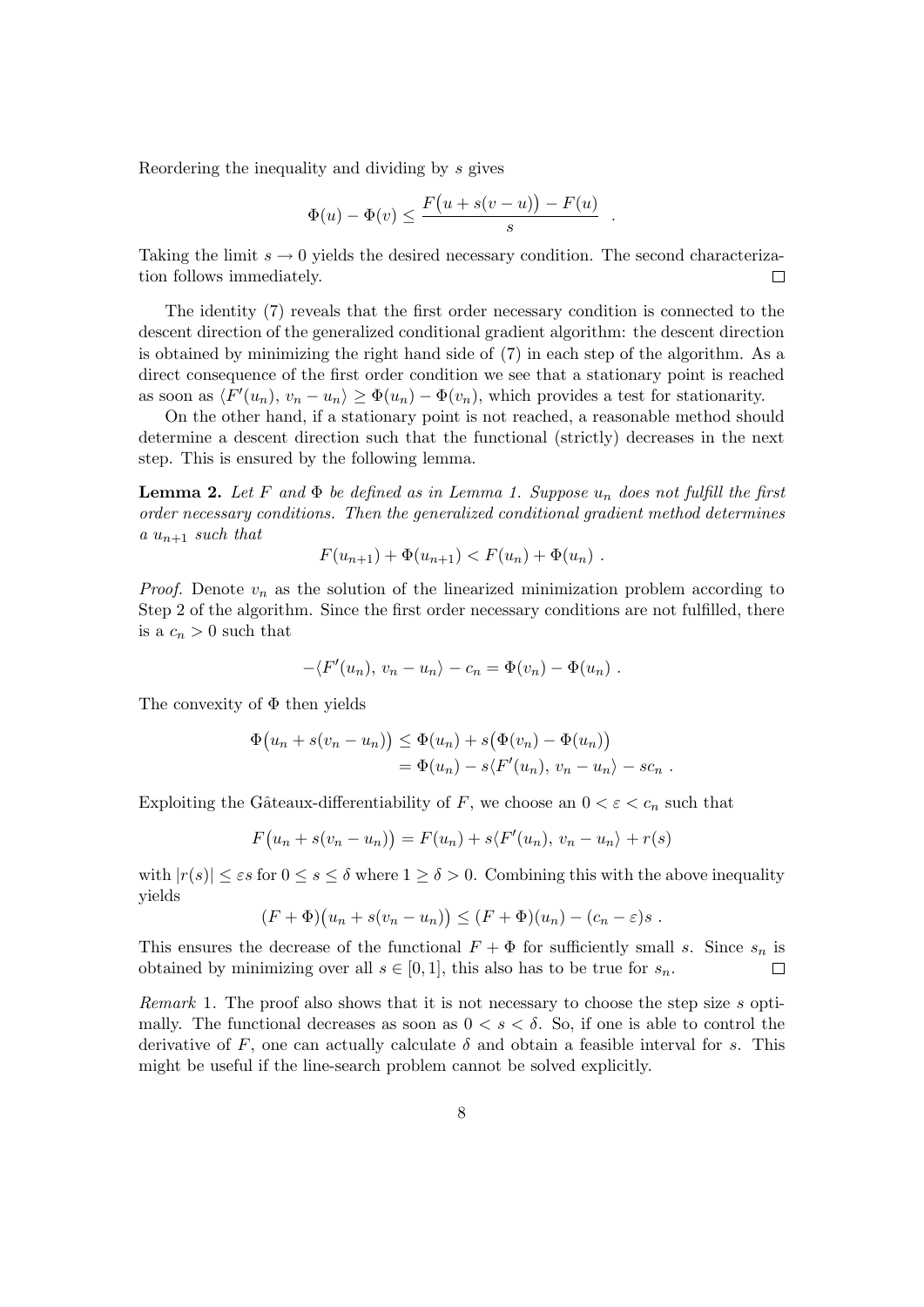Reordering the inequality and dividing by $s$ gives

$$\Phi(u) - \Phi(v) \leq \frac{F\big(u + s(v-u)\big) - F(u)}{s} \ .$$

Taking the limit $s \to 0$ yields the desired necessary condition. The second characterization follows immediately. □

The identity (7) reveals that the first order necessary condition is connected to the descent direction of the generalized conditional gradient algorithm: the descent direction is obtained by minimizing the right hand side of (7) in each step of the algorithm. As a direct consequence of the first order condition we see that a stationary point is reached as soon as $\langle F'(u_n),\, v_n - u_n\rangle \geq \Phi(u_n) - \Phi(v_n)$, which provides a test for stationarity.

On the other hand, if a stationary point is not reached, a reasonable method should determine a descent direction such that the functional (strictly) decreases in the next step. This is ensured by the following lemma.

**Lemma 2.** *Let $F$ and $\Phi$ be defined as in Lemma 1. Suppose $u_n$ does not fulfill the first order necessary conditions. Then the generalized conditional gradient method determines a $u_{n+1}$ such that*

$$F(u_{n+1}) + \Phi(u_{n+1}) < F(u_n) + \Phi(u_n) \ .$$

*Proof.* Denote $v_n$ as the solution of the linearized minimization problem according to Step 2 of the algorithm. Since the first order necessary conditions are not fulfilled, there is a $c_n > 0$ such that

$$-\langle F'(u_n),\, v_n - u_n\rangle - c_n = \Phi(v_n) - \Phi(u_n) \ .$$

The convexity of $\Phi$ then yields

$$\begin{aligned}
\Phi\big(u_n + s(v_n - u_n)\big) &\leq \Phi(u_n) + s\big(\Phi(v_n) - \Phi(u_n)\big) \\
&= \Phi(u_n) - s\langle F'(u_n),\, v_n - u_n\rangle - sc_n \ .
\end{aligned}$$

Exploiting the Gâteaux-differentiability of $F$, we choose an $0 < \varepsilon < c_n$ such that

$$F\big(u_n + s(v_n - u_n)\big) = F(u_n) + s\langle F'(u_n),\, v_n - u_n\rangle + r(s)$$

with $|r(s)| \leq \varepsilon s$ for $0 \leq s \leq \delta$ where $1 \geq \delta > 0$. Combining this with the above inequality yields

$$(F + \Phi)\big(u_n + s(v_n - u_n)\big) \leq (F + \Phi)(u_n) - (c_n - \varepsilon)s \ .$$

This ensures the decrease of the functional $F + \Phi$ for sufficiently small $s$. Since $s_n$ is obtained by minimizing over all $s \in [0, 1]$, this also has to be true for $s_n$. □

*Remark* 1. The proof also shows that it is not necessary to choose the step size $s$ optimally. The functional decreases as soon as $0 < s < \delta$. So, if one is able to control the derivative of $F$, one can actually calculate $\delta$ and obtain a feasible interval for $s$. This might be useful if the line-search problem cannot be solved explicitly.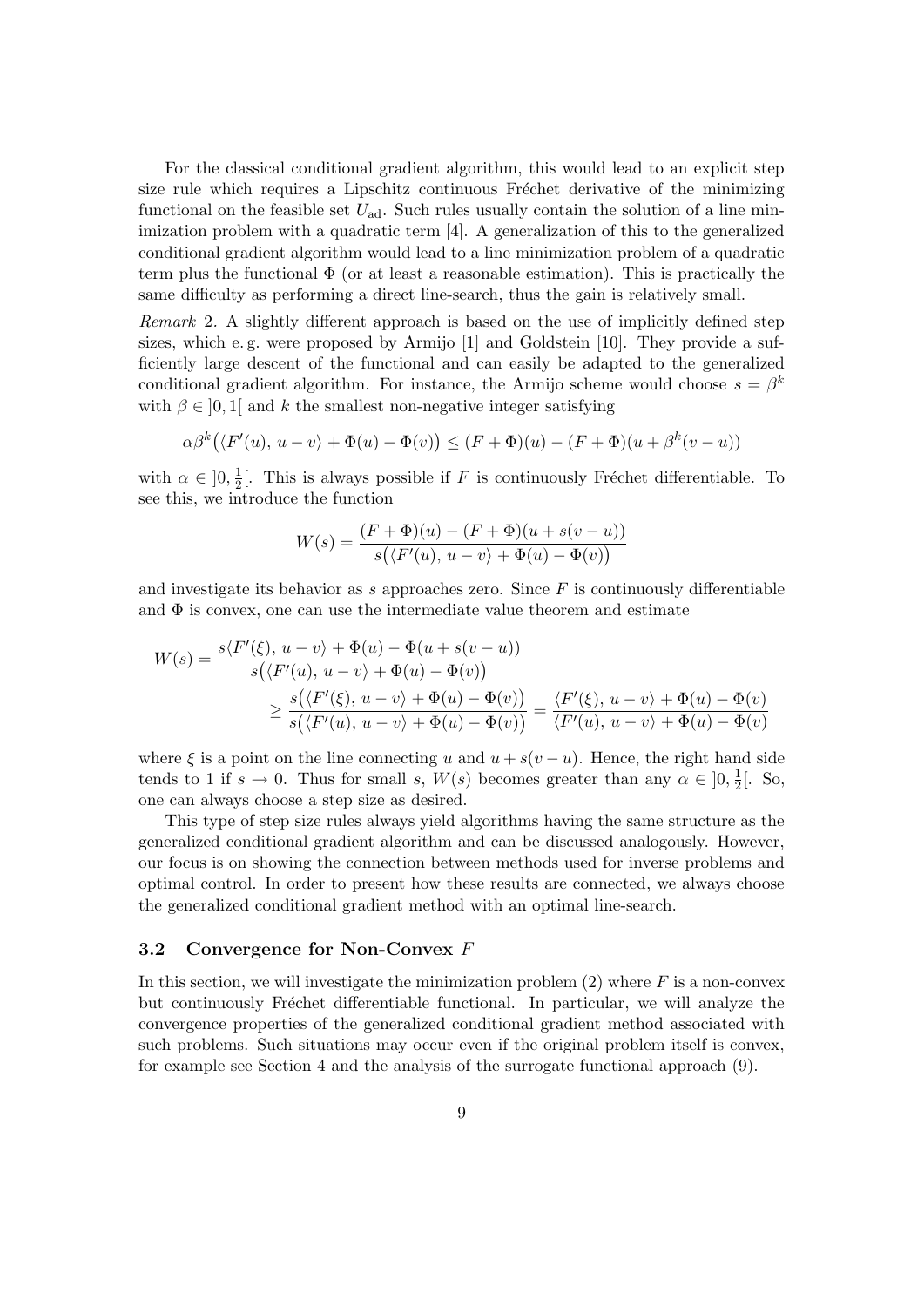For the classical conditional gradient algorithm, this would lead to an explicit step size rule which requires a Lipschitz continuous Fréchet derivative of the minimizing functional on the feasible set $U_{\mathrm{ad}}$. Such rules usually contain the solution of a line minimization problem with a quadratic term [4]. A generalization of this to the generalized conditional gradient algorithm would lead to a line minimization problem of a quadratic term plus the functional $\Phi$ (or at least a reasonable estimation). This is practically the same difficulty as performing a direct line-search, thus the gain is relatively small.

*Remark* 2. A slightly different approach is based on the use of implicitly defined step sizes, which e. g. were proposed by Armijo [1] and Goldstein [10]. They provide a sufficiently large descent of the functional and can easily be adapted to the generalized conditional gradient algorithm. For instance, the Armijo scheme would choose $s = \beta^k$ with $\beta \in \,]0,1[$ and $k$ the smallest non-negative integer satisfying

$$\alpha\beta^k\big(\langle F'(u),\, u - v\rangle + \Phi(u) - \Phi(v)\big) \leq (F + \Phi)(u) - (F + \Phi)(u + \beta^k(v - u))$$

with $\alpha \in \,]0, \frac{1}{2}[$. This is always possible if $F$ is continuously Fréchet differentiable. To see this, we introduce the function

$$W(s) = \frac{(F + \Phi)(u) - (F + \Phi)(u + s(v - u))}{s\big(\langle F'(u),\, u - v\rangle + \Phi(u) - \Phi(v)\big)}$$

and investigate its behavior as $s$ approaches zero. Since $F$ is continuously differentiable and $\Phi$ is convex, one can use the intermediate value theorem and estimate

$$\begin{aligned} W(s) = &\frac{s\langle F'(\xi),\, u - v\rangle + \Phi(u) - \Phi(u + s(v - u))}{s\big(\langle F'(u),\, u - v\rangle + \Phi(u) - \Phi(v)\big)} \\ &\qquad \geq \frac{s\big(\langle F'(\xi),\, u - v\rangle + \Phi(u) - \Phi(v)\big)}{s\big(\langle F'(u),\, u - v\rangle + \Phi(u) - \Phi(v)\big)} = \frac{\langle F'(\xi),\, u - v\rangle + \Phi(u) - \Phi(v)}{\langle F'(u),\, u - v\rangle + \Phi(u) - \Phi(v)} \end{aligned}$$

where $\xi$ is a point on the line connecting $u$ and $u + s(v - u)$. Hence, the right hand side tends to 1 if $s \to 0$. Thus for small $s$, $W(s)$ becomes greater than any $\alpha \in \,]0, \frac{1}{2}[$. So, one can always choose a step size as desired.

This type of step size rules always yield algorithms having the same structure as the generalized conditional gradient algorithm and can be discussed analogously. However, our focus is on showing the connection between methods used for inverse problems and optimal control. In order to present how these results are connected, we always choose the generalized conditional gradient method with an optimal line-search.

### 3.2 Convergence for Non-Convex $F$

In this section, we will investigate the minimization problem (2) where $F$ is a non-convex but continuously Fréchet differentiable functional. In particular, we will analyze the convergence properties of the generalized conditional gradient method associated with such problems. Such situations may occur even if the original problem itself is convex, for example see Section 4 and the analysis of the surrogate functional approach (9).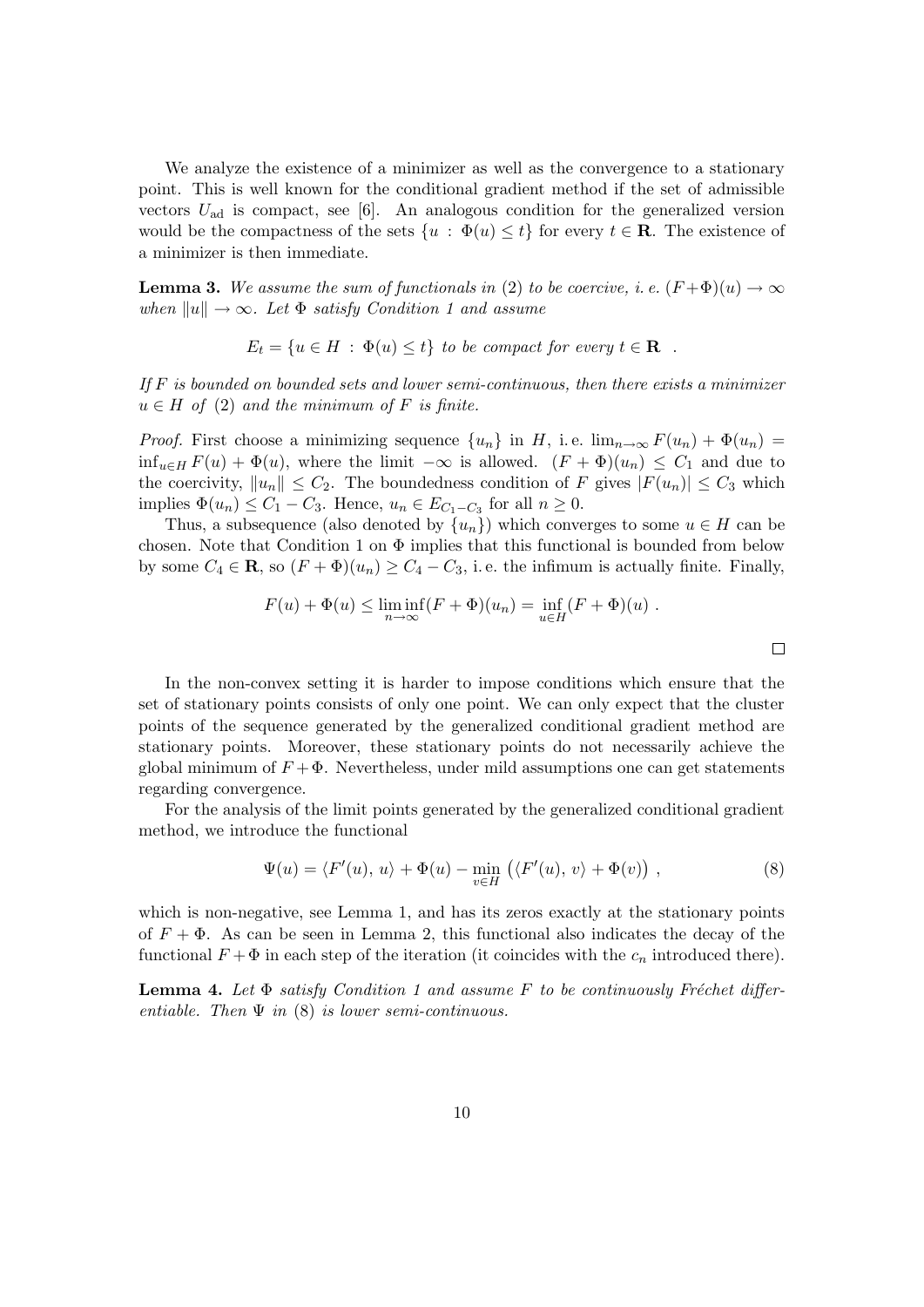We analyze the existence of a minimizer as well as the convergence to a stationary point. This is well known for the conditional gradient method if the set of admissible vectors $U_{\mathrm{ad}}$ is compact, see [6]. An analogous condition for the generalized version would be the compactness of the sets $\{u \,:\, \Phi(u) \leq t\}$ for every $t \in \mathbf{R}$. The existence of a minimizer is then immediate.

**Lemma 3.** *We assume the sum of functionals in* (2) *to be coercive, i. e.* $(F+\Phi)(u) \to \infty$ *when* $\|u\| \to \infty$*. Let* $\Phi$ *satisfy Condition 1 and assume*

$$E_t = \{u \in H \,:\, \Phi(u) \leq t\} \text{ to be compact for every } t \in \mathbf{R} \quad .$$

*If* $F$ *is bounded on bounded sets and lower semi-continuous, then there exists a minimizer* $u \in H$ *of* (2) *and the minimum of* $F$ *is finite.*

*Proof.* First choose a minimizing sequence $\{u_n\}$ in $H$, i. e. $\lim_{n\to\infty} F(u_n) + \Phi(u_n) = \inf_{u \in H} F(u) + \Phi(u)$, where the limit $-\infty$ is allowed. $(F + \Phi)(u_n) \leq C_1$ and due to the coercivity, $\|u_n\| \leq C_2$. The boundedness condition of $F$ gives $|F(u_n)| \leq C_3$ which implies $\Phi(u_n) \leq C_1 - C_3$. Hence, $u_n \in E_{C_1 - C_3}$ for all $n \geq 0$.

Thus, a subsequence (also denoted by $\{u_n\}$) which converges to some $u \in H$ can be chosen. Note that Condition 1 on $\Phi$ implies that this functional is bounded from below by some $C_4 \in \mathbf{R}$, so $(F + \Phi)(u_n) \geq C_4 - C_3$, i. e. the infimum is actually finite. Finally,

$$F(u) + \Phi(u) \leq \liminf_{n\to\infty} (F + \Phi)(u_n) = \inf_{u \in H} (F + \Phi)(u) \ .$$

□

In the non-convex setting it is harder to impose conditions which ensure that the set of stationary points consists of only one point. We can only expect that the cluster points of the sequence generated by the generalized conditional gradient method are stationary points. Moreover, these stationary points do not necessarily achieve the global minimum of $F + \Phi$. Nevertheless, under mild assumptions one can get statements regarding convergence.

For the analysis of the limit points generated by the generalized conditional gradient method, we introduce the functional

$$\Psi(u) = \langle F'(u),\, u\rangle + \Phi(u) - \min_{v \in H} \big(\langle F'(u),\, v\rangle + \Phi(v)\big) \ , \tag{8}$$

which is non-negative, see Lemma 1, and has its zeros exactly at the stationary points of $F + \Phi$. As can be seen in Lemma 2, this functional also indicates the decay of the functional $F + \Phi$ in each step of the iteration (it coincides with the $c_n$ introduced there).

**Lemma 4.** *Let* $\Phi$ *satisfy Condition 1 and assume* $F$ *to be continuously Fréchet differentiable. Then* $\Psi$ *in* (8) *is lower semi-continuous.*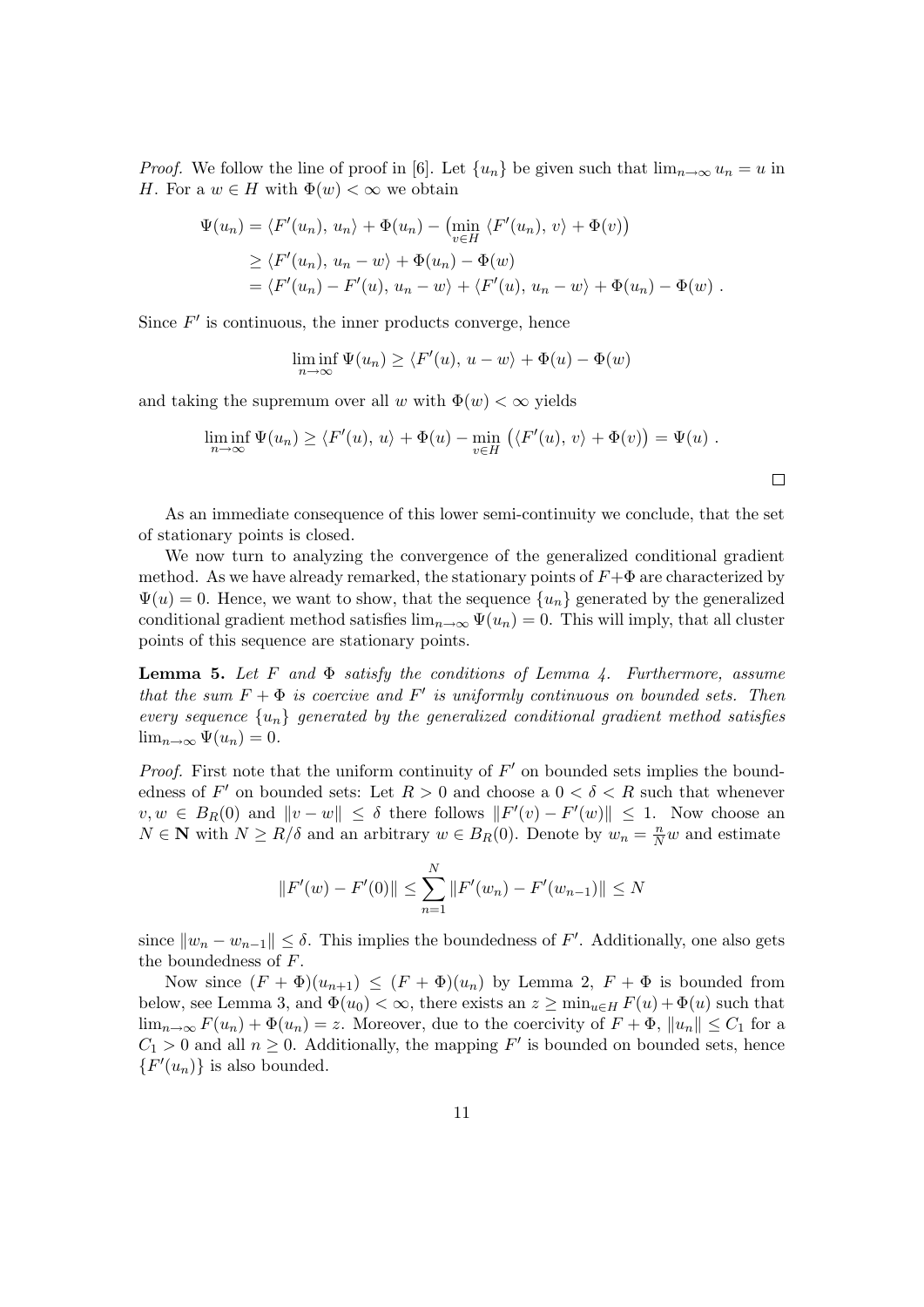*Proof.* We follow the line of proof in [6]. Let $\{u_n\}$ be given such that $\lim_{n\to\infty} u_n = u$ in $H$. For a $w \in H$ with $\Phi(w) < \infty$ we obtain

$$\begin{aligned}
\Psi(u_n) &= \langle F'(u_n),\, u_n\rangle + \Phi(u_n) - \big(\min_{v\in H}\, \langle F'(u_n),\, v\rangle + \Phi(v)\big) \\
&\geq \langle F'(u_n),\, u_n - w\rangle + \Phi(u_n) - \Phi(w) \\
&= \langle F'(u_n) - F'(u),\, u_n - w\rangle + \langle F'(u),\, u_n - w\rangle + \Phi(u_n) - \Phi(w)\ .
\end{aligned}$$

Since $F'$ is continuous, the inner products converge, hence

$$\liminf_{n\to\infty} \Psi(u_n) \geq \langle F'(u),\, u - w\rangle + \Phi(u) - \Phi(w)$$

and taking the supremum over all $w$ with $\Phi(w) < \infty$ yields

$$\liminf_{n\to\infty} \Psi(u_n) \geq \langle F'(u),\, u\rangle + \Phi(u) - \min_{v\in H}\, \big(\langle F'(u),\, v\rangle + \Phi(v)\big) = \Psi(u)\ .$$

$\square$

As an immediate consequence of this lower semi-continuity we conclude, that the set of stationary points is closed.

We now turn to analyzing the convergence of the generalized conditional gradient method. As we have already remarked, the stationary points of $F+\Phi$ are characterized by $\Psi(u) = 0$. Hence, we want to show, that the sequence $\{u_n\}$ generated by the generalized conditional gradient method satisfies $\lim_{n\to\infty} \Psi(u_n) = 0$. This will imply, that all cluster points of this sequence are stationary points.

**Lemma 5.** *Let $F$ and $\Phi$ satisfy the conditions of Lemma 4. Furthermore, assume that the sum $F + \Phi$ is coercive and $F'$ is uniformly continuous on bounded sets. Then every sequence $\{u_n\}$ generated by the generalized conditional gradient method satisfies $\lim_{n\to\infty} \Psi(u_n) = 0$.*

*Proof.* First note that the uniform continuity of $F'$ on bounded sets implies the boundedness of $F'$ on bounded sets: Let $R > 0$ and choose a $0 < \delta < R$ such that whenever $v, w \in B_R(0)$ and $\|v - w\| \leq \delta$ there follows $\|F'(v) - F'(w)\| \leq 1$. Now choose an $N \in \mathbf{N}$ with $N \geq R/\delta$ and an arbitrary $w \in B_R(0)$. Denote by $w_n = \frac{n}{N} w$ and estimate

$$\|F'(w) - F'(0)\| \leq \sum_{n=1}^{N} \|F'(w_n) - F'(w_{n-1})\| \leq N$$

since $\|w_n - w_{n-1}\| \leq \delta$. This implies the boundedness of $F'$. Additionally, one also gets the boundedness of $F$.

Now since $(F + \Phi)(u_{n+1}) \leq (F + \Phi)(u_n)$ by Lemma 2, $F + \Phi$ is bounded from below, see Lemma 3, and $\Phi(u_0) < \infty$, there exists an $z \geq \min_{u\in H} F(u) + \Phi(u)$ such that $\lim_{n\to\infty} F(u_n) + \Phi(u_n) = z$. Moreover, due to the coercivity of $F + \Phi$, $\|u_n\| \leq C_1$ for a $C_1 > 0$ and all $n \geq 0$. Additionally, the mapping $F'$ is bounded on bounded sets, hence $\{F'(u_n)\}$ is also bounded.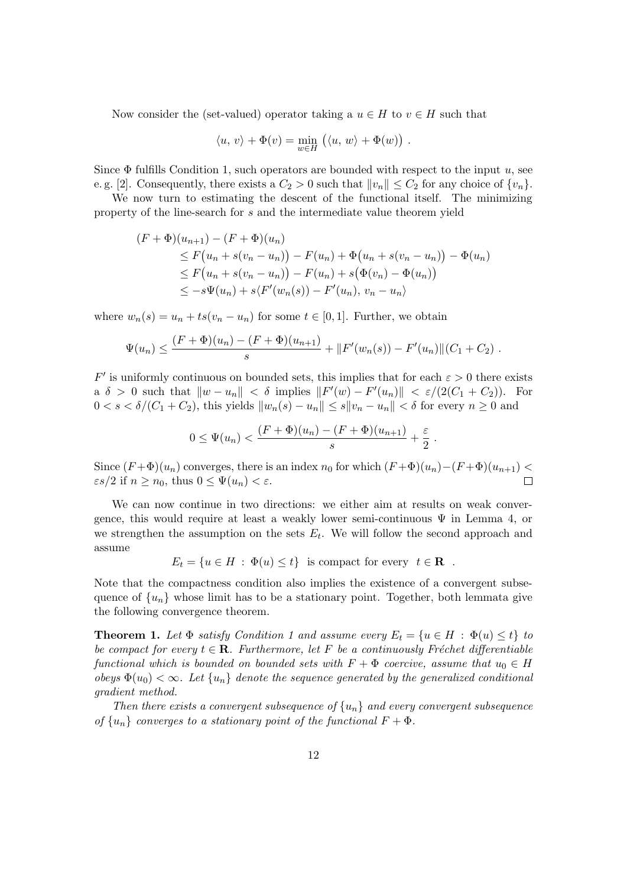Now consider the (set-valued) operator taking a $u \in H$ to $v \in H$ such that

$$\langle u,\, v\rangle + \Phi(v) = \min_{w \in H} \big( \langle u,\, w\rangle + \Phi(w) \big) \ .$$

Since $\Phi$ fulfills Condition 1, such operators are bounded with respect to the input $u$, see e. g. [2]. Consequently, there exists a $C_2 > 0$ such that $\|v_n\| \leq C_2$ for any choice of $\{v_n\}$.

We now turn to estimating the descent of the functional itself. The minimizing property of the line-search for $s$ and the intermediate value theorem yield

$$\begin{aligned}
(F+\Phi)(u_{n+1}) &- (F+\Phi)(u_n) \\
&\leq F\big(u_n + s(v_n - u_n)\big) - F(u_n) + \Phi\big(u_n + s(v_n - u_n)\big) - \Phi(u_n) \\
&\leq F\big(u_n + s(v_n - u_n)\big) - F(u_n) + s\big(\Phi(v_n) - \Phi(u_n)\big) \\
&\leq -s\Psi(u_n) + s\langle F'(w_n(s)) - F'(u_n),\, v_n - u_n\rangle
\end{aligned}$$

where $w_n(s) = u_n + ts(v_n - u_n)$ for some $t \in [0,1]$. Further, we obtain

$$\Psi(u_n) \leq \frac{(F+\Phi)(u_n) - (F+\Phi)(u_{n+1})}{s} + \|F'(w_n(s)) - F'(u_n)\|(C_1 + C_2) \ .$$

$F'$ is uniformly continuous on bounded sets, this implies that for each $\varepsilon > 0$ there exists a $\delta > 0$ such that $\|w - u_n\| < \delta$ implies $\|F'(w) - F'(u_n)\| < \varepsilon/(2(C_1 + C_2))$. For $0 < s < \delta/(C_1 + C_2)$, this yields $\|w_n(s) - u_n\| \leq s\|v_n - u_n\| < \delta$ for every $n \geq 0$ and

$$0 \leq \Psi(u_n) < \frac{(F+\Phi)(u_n) - (F+\Phi)(u_{n+1})}{s} + \frac{\varepsilon}{2} \ .$$

Since $(F+\Phi)(u_n)$ converges, there is an index $n_0$ for which $(F+\Phi)(u_n) - (F+\Phi)(u_{n+1}) < \varepsilon s/2$ if $n \geq n_0$, thus $0 \leq \Psi(u_n) < \varepsilon$. $\square$

We can now continue in two directions: we either aim at results on weak convergence, this would require at least a weakly lower semi-continuous $\Psi$ in Lemma 4, or we strengthen the assumption on the sets $E_t$. We will follow the second approach and assume

$$E_t = \{u \in H \ : \ \Phi(u) \leq t\} \ \text{ is compact for every } \ t \in \mathbf{R} \ .$$

Note that the compactness condition also implies the existence of a convergent subsequence of $\{u_n\}$ whose limit has to be a stationary point. Together, both lemmata give the following convergence theorem.

**Theorem 1.** *Let $\Phi$ satisfy Condition 1 and assume every $E_t = \{u \in H \ : \ \Phi(u) \leq t\}$ to be compact for every $t \in \mathbf{R}$. Furthermore, let $F$ be a continuously Fréchet differentiable functional which is bounded on bounded sets with $F + \Phi$ coercive, assume that $u_0 \in H$ obeys $\Phi(u_0) < \infty$. Let $\{u_n\}$ denote the sequence generated by the generalized conditional gradient method.*

*Then there exists a convergent subsequence of $\{u_n\}$ and every convergent subsequence of $\{u_n\}$ converges to a stationary point of the functional $F + \Phi$.*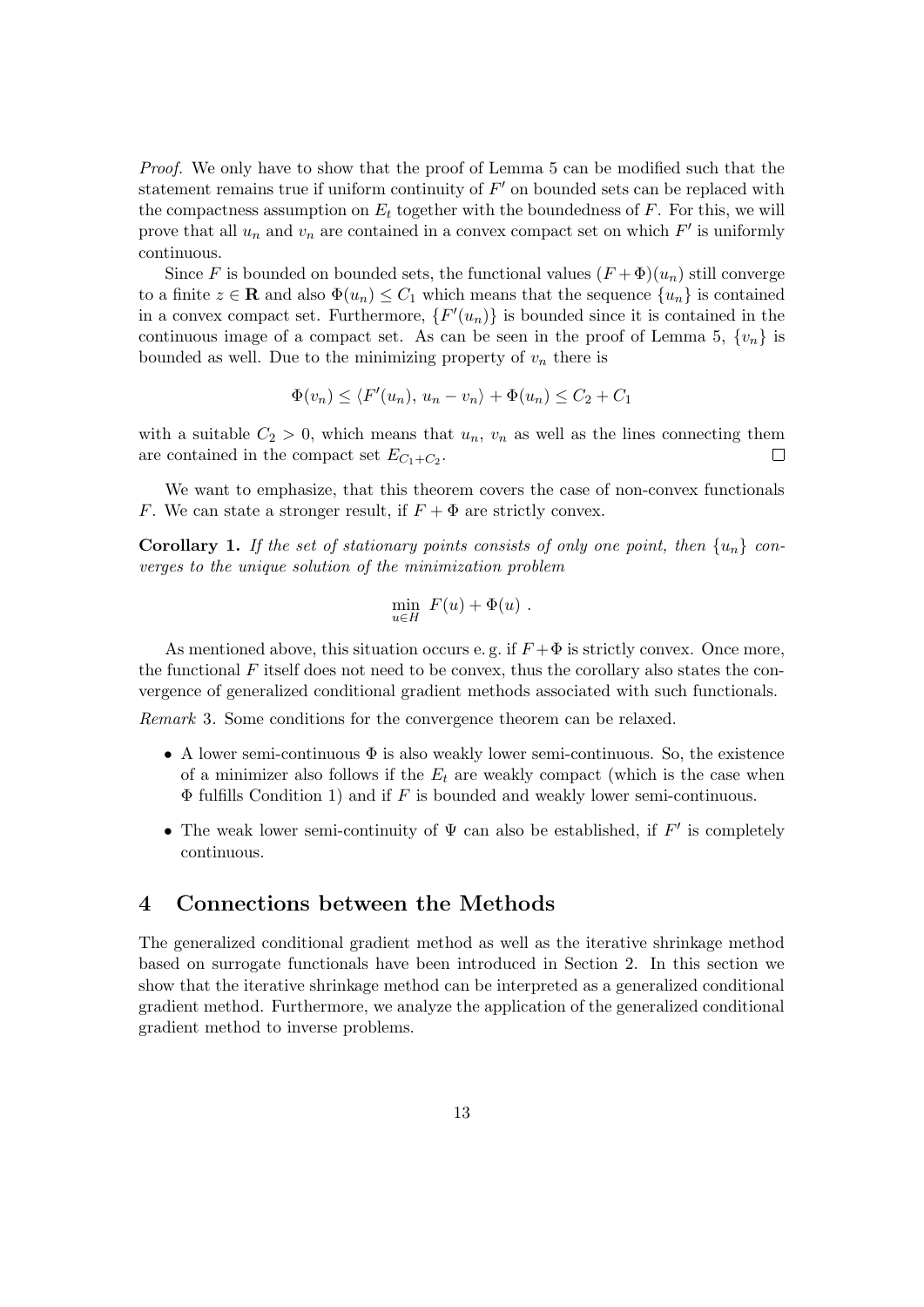*Proof.* We only have to show that the proof of Lemma 5 can be modified such that the statement remains true if uniform continuity of $F'$ on bounded sets can be replaced with the compactness assumption on $E_t$ together with the boundedness of $F$. For this, we will prove that all $u_n$ and $v_n$ are contained in a convex compact set on which $F'$ is uniformly continuous.

Since $F$ is bounded on bounded sets, the functional values $(F+\Phi)(u_n)$ still converge to a finite $z \in \mathbf{R}$ and also $\Phi(u_n) \leq C_1$ which means that the sequence $\{u_n\}$ is contained in a convex compact set. Furthermore, $\{F'(u_n)\}$ is bounded since it is contained in the continuous image of a compact set. As can be seen in the proof of Lemma 5, $\{v_n\}$ is bounded as well. Due to the minimizing property of $v_n$ there is

$$\Phi(v_n) \leq \langle F'(u_n),\, u_n - v_n \rangle + \Phi(u_n) \leq C_2 + C_1$$

with a suitable $C_2 > 0$, which means that $u_n$, $v_n$ as well as the lines connecting them are contained in the compact set $E_{C_1+C_2}$. $\square$

We want to emphasize, that this theorem covers the case of non-convex functionals $F$. We can state a stronger result, if $F + \Phi$ are strictly convex.

**Corollary 1.** *If the set of stationary points consists of only one point, then $\{u_n\}$ converges to the unique solution of the minimization problem*

$$\min_{u \in H} \; F(u) + \Phi(u) \; .$$

As mentioned above, this situation occurs e. g. if $F+\Phi$ is strictly convex. Once more, the functional $F$ itself does not need to be convex, thus the corollary also states the convergence of generalized conditional gradient methods associated with such functionals.

*Remark* 3. Some conditions for the convergence theorem can be relaxed.

- A lower semi-continuous $\Phi$ is also weakly lower semi-continuous. So, the existence of a minimizer also follows if the $E_t$ are weakly compact (which is the case when $\Phi$ fulfills Condition 1) and if $F$ is bounded and weakly lower semi-continuous.
- The weak lower semi-continuity of $\Psi$ can also be established, if $F'$ is completely continuous.

## 4 Connections between the Methods

The generalized conditional gradient method as well as the iterative shrinkage method based on surrogate functionals have been introduced in Section 2. In this section we show that the iterative shrinkage method can be interpreted as a generalized conditional gradient method. Furthermore, we analyze the application of the generalized conditional gradient method to inverse problems.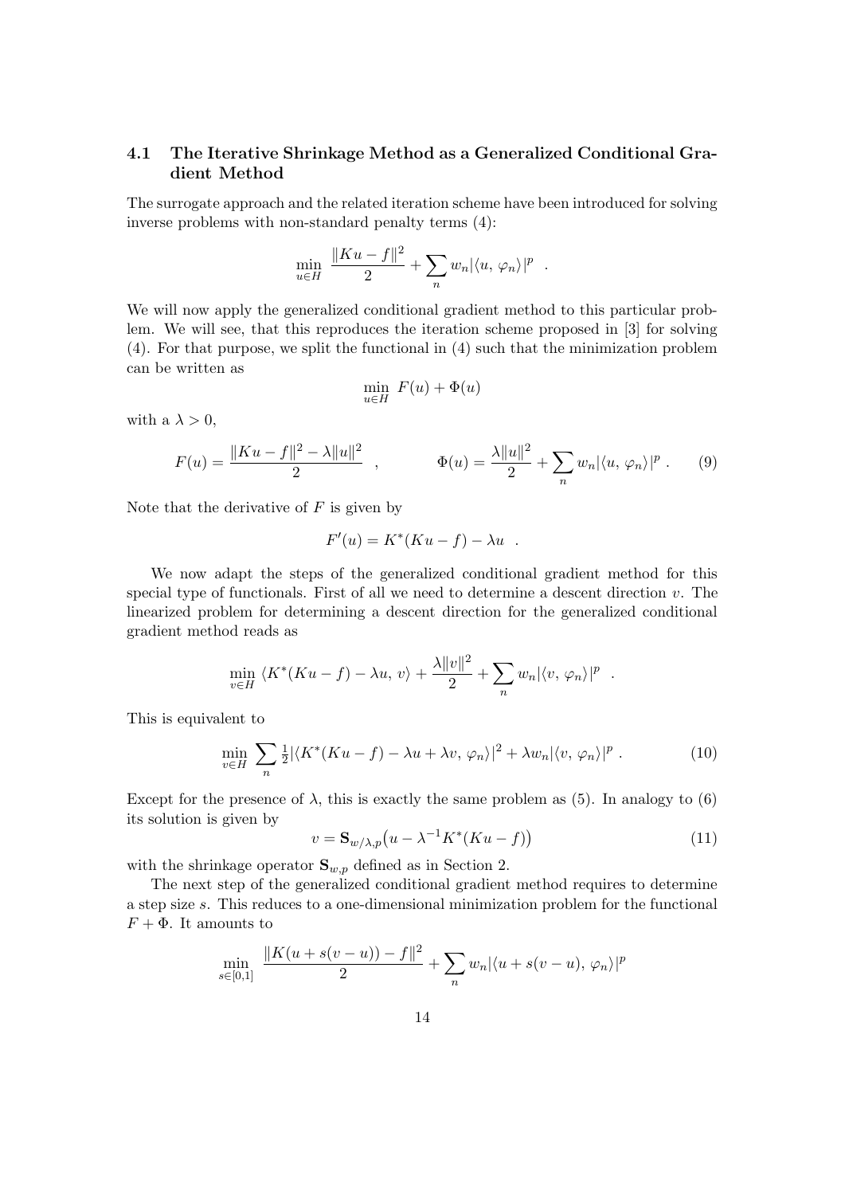### 4.1 The Iterative Shrinkage Method as a Generalized Conditional Gradient Method

The surrogate approach and the related iteration scheme have been introduced for solving inverse problems with non-standard penalty terms (4):

$$\min_{u \in H} \; \frac{\|Ku - f\|^2}{2} + \sum_n w_n |\langle u, \varphi_n \rangle|^p \quad .$$

We will now apply the generalized conditional gradient method to this particular problem. We will see, that this reproduces the iteration scheme proposed in [3] for solving (4). For that purpose, we split the functional in (4) such that the minimization problem can be written as

$$\min_{u \in H} \; F(u) + \Phi(u)$$

with a $\lambda > 0$,

$$F(u) = \frac{\|Ku - f\|^2 - \lambda \|u\|^2}{2} \quad , \qquad \Phi(u) = \frac{\lambda \|u\|^2}{2} + \sum_n w_n |\langle u, \varphi_n \rangle|^p \; . \tag{9}$$

Note that the derivative of $F$ is given by

$$F'(u) = K^*(Ku - f) - \lambda u \quad .$$

We now adapt the steps of the generalized conditional gradient method for this special type of functionals. First of all we need to determine a descent direction $v$. The linearized problem for determining a descent direction for the generalized conditional gradient method reads as

$$\min_{v \in H} \; \langle K^*(Ku - f) - \lambda u, \, v \rangle + \frac{\lambda \|v\|^2}{2} + \sum_n w_n |\langle v, \varphi_n \rangle|^p \quad .$$

This is equivalent to

$$\min_{v \in H} \; \sum_n \tfrac{1}{2} |\langle K^*(Ku - f) - \lambda u + \lambda v, \, \varphi_n \rangle|^2 + \lambda w_n |\langle v, \varphi_n \rangle|^p \; . \tag{10}$$

Except for the presence of $\lambda$, this is exactly the same problem as (5). In analogy to (6) its solution is given by

$$v = \mathbf{S}_{w/\lambda, p}\big(u - \lambda^{-1} K^*(Ku - f)\big) \tag{11}$$

with the shrinkage operator $\mathbf{S}_{w,p}$ defined as in Section 2.

The next step of the generalized conditional gradient method requires to determine a step size $s$. This reduces to a one-dimensional minimization problem for the functional $F + \Phi$. It amounts to

$$\min_{s \in [0,1]} \; \frac{\|K(u + s(v - u)) - f\|^2}{2} + \sum_n w_n |\langle u + s(v - u), \, \varphi_n \rangle|^p$$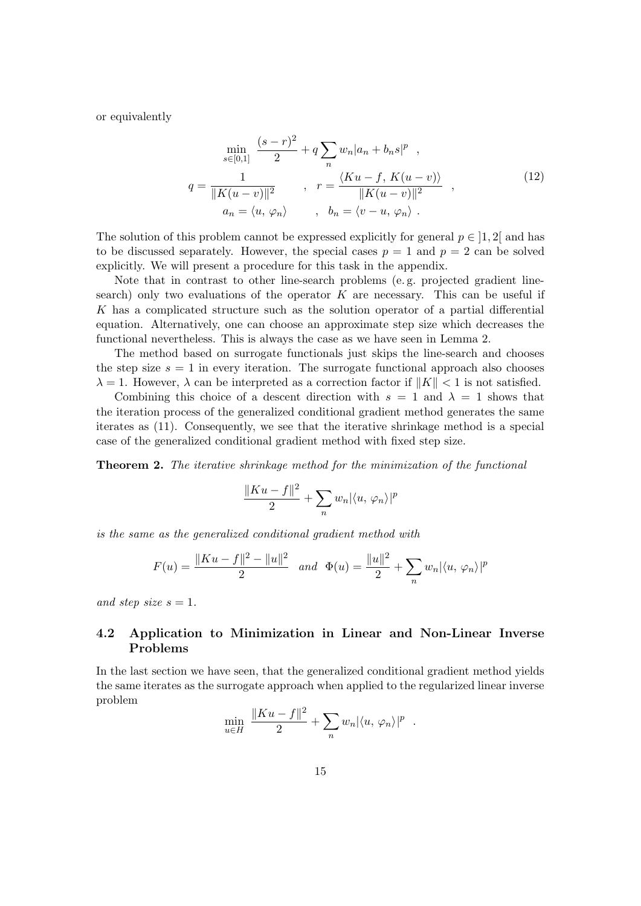or equivalently

$$
\begin{gathered}
\min_{s \in [0,1]} \; \frac{(s-r)^2}{2} + q \sum_n w_n |a_n + b_n s|^p \quad , \\
q = \frac{1}{\|K(u-v)\|^2} \qquad , \quad r = \frac{\langle Ku - f, \, K(u-v) \rangle}{\|K(u-v)\|^2} \quad , \\
a_n = \langle u, \, \varphi_n \rangle \qquad , \quad b_n = \langle v - u, \, \varphi_n \rangle \; .
\end{gathered}
\tag{12}
$$

The solution of this problem cannot be expressed explicitly for general $p \in \, ]1, 2[$ and has to be discussed separately. However, the special cases $p = 1$ and $p = 2$ can be solved explicitly. We will present a procedure for this task in the appendix.

Note that in contrast to other line-search problems (e. g. projected gradient line-search) only two evaluations of the operator $K$ are necessary. This can be useful if $K$ has a complicated structure such as the solution operator of a partial differential equation. Alternatively, one can choose an approximate step size which decreases the functional nevertheless. This is always the case as we have seen in Lemma 2.

The method based on surrogate functionals just skips the line-search and chooses the step size $s = 1$ in every iteration. The surrogate functional approach also chooses $\lambda = 1$. However, $\lambda$ can be interpreted as a correction factor if $\|K\| < 1$ is not satisfied.

Combining this choice of a descent direction with $s = 1$ and $\lambda = 1$ shows that the iteration process of the generalized conditional gradient method generates the same iterates as (11). Consequently, we see that the iterative shrinkage method is a special case of the generalized conditional gradient method with fixed step size.

**Theorem 2.** *The iterative shrinkage method for the minimization of the functional*

$$
\frac{\|Ku - f\|^2}{2} + \sum_n w_n |\langle u, \, \varphi_n \rangle|^p
$$

*is the same as the generalized conditional gradient method with*

$$
F(u) = \frac{\|Ku - f\|^2 - \|u\|^2}{2} \quad \text{and} \quad \Phi(u) = \frac{\|u\|^2}{2} + \sum_n w_n |\langle u, \, \varphi_n \rangle|^p
$$

*and step size $s = 1$.*

### 4.2 Application to Minimization in Linear and Non-Linear Inverse Problems

In the last section we have seen, that the generalized conditional gradient method yields the same iterates as the surrogate approach when applied to the regularized linear inverse problem

$$
\min_{u \in H} \; \frac{\|Ku - f\|^2}{2} + \sum_n w_n |\langle u, \, \varphi_n \rangle|^p \quad .
$$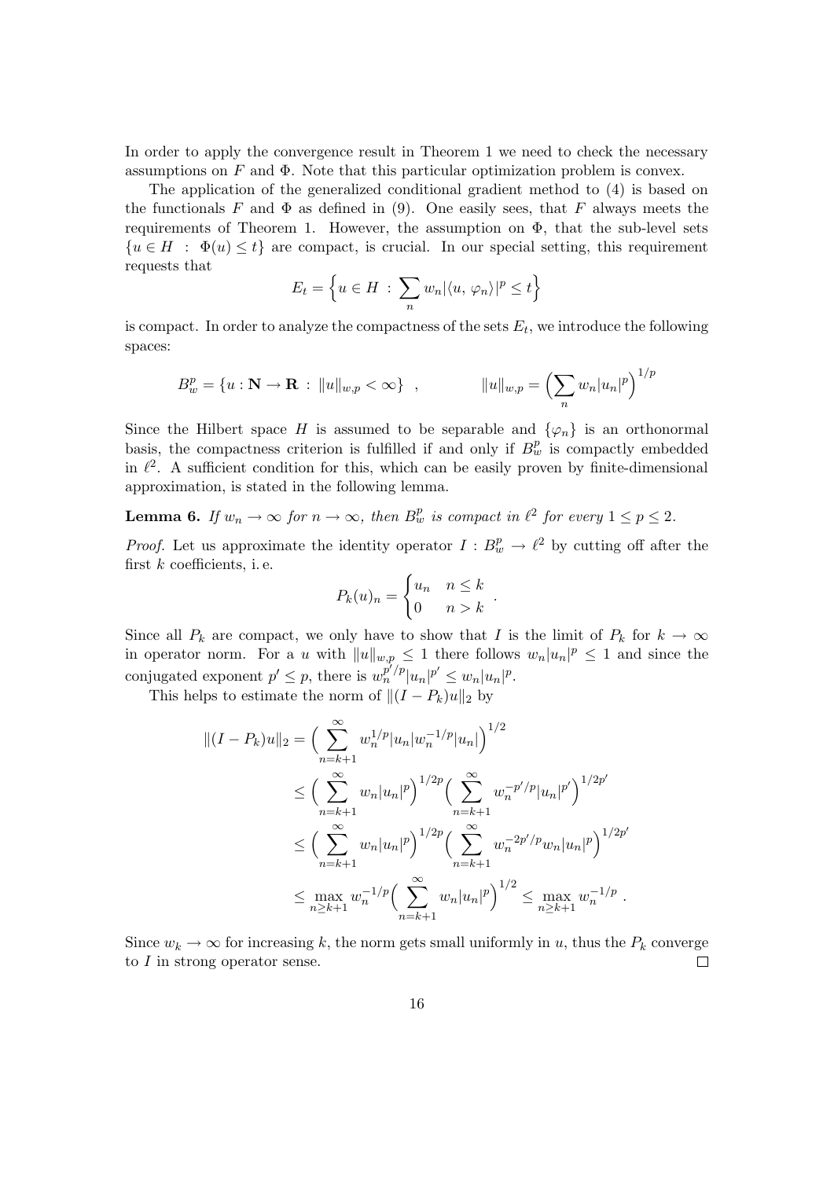In order to apply the convergence result in Theorem 1 we need to check the necessary assumptions on $F$ and $\Phi$. Note that this particular optimization problem is convex.

The application of the generalized conditional gradient method to (4) is based on the functionals $F$ and $\Phi$ as defined in (9). One easily sees, that $F$ always meets the requirements of Theorem 1. However, the assumption on $\Phi$, that the sub-level sets $\{u \in H \; : \; \Phi(u) \leq t\}$ are compact, is crucial. In our special setting, this requirement requests that

$$E_t = \Big\{ u \in H \; : \; \sum_n w_n |\langle u, \, \varphi_n \rangle|^p \leq t \Big\}$$

is compact. In order to analyze the compactness of the sets $E_t$, we introduce the following spaces:

$$B^p_w = \{ u : \mathbf{N} \to \mathbf{R} \; : \; \|u\|_{w,p} < \infty \} \quad , \qquad\qquad \|u\|_{w,p} = \Big( \sum_n w_n |u_n|^p \Big)^{1/p}$$

Since the Hilbert space $H$ is assumed to be separable and $\{\varphi_n\}$ is an orthonormal basis, the compactness criterion is fulfilled if and only if $B^p_w$ is compactly embedded in $\ell^2$. A sufficient condition for this, which can be easily proven by finite-dimensional approximation, is stated in the following lemma.

**Lemma 6.** *If $w_n \to \infty$ for $n \to \infty$, then $B^p_w$ is compact in $\ell^2$ for every $1 \leq p \leq 2$.*

*Proof.* Let us approximate the identity operator $I : B^p_w \to \ell^2$ by cutting off after the first $k$ coefficients, i. e.

$$P_k(u)_n = \begin{cases} u_n & n \leq k \\ 0 & n > k \end{cases} .$$

Since all $P_k$ are compact, we only have to show that $I$ is the limit of $P_k$ for $k \to \infty$ in operator norm. For a $u$ with $\|u\|_{w,p} \leq 1$ there follows $w_n |u_n|^p \leq 1$ and since the conjugated exponent $p' \leq p$, there is $w_n^{p'/p} |u_n|^{p'} \leq w_n |u_n|^p$.

This helps to estimate the norm of $\|(I - P_k)u\|_2$ by

$$\begin{aligned}
\|(I - P_k)u\|_2 &= \Big( \sum_{n=k+1}^{\infty} w_n^{1/p} |u_n| w_n^{-1/p} |u_n| \Big)^{1/2} \\
&\leq \Big( \sum_{n=k+1}^{\infty} w_n |u_n|^p \Big)^{1/2p} \Big( \sum_{n=k+1}^{\infty} w_n^{-p'/p} |u_n|^{p'} \Big)^{1/2p'} \\
&\leq \Big( \sum_{n=k+1}^{\infty} w_n |u_n|^p \Big)^{1/2p} \Big( \sum_{n=k+1}^{\infty} w_n^{-2p'/p} w_n |u_n|^p \Big)^{1/2p'} \\
&\leq \max_{n \geq k+1} w_n^{-1/p} \Big( \sum_{n=k+1}^{\infty} w_n |u_n|^p \Big)^{1/2} \leq \max_{n \geq k+1} w_n^{-1/p} .
\end{aligned}$$

Since $w_k \to \infty$ for increasing $k$, the norm gets small uniformly in $u$, thus the $P_k$ converge to $I$ in strong operator sense. $\square$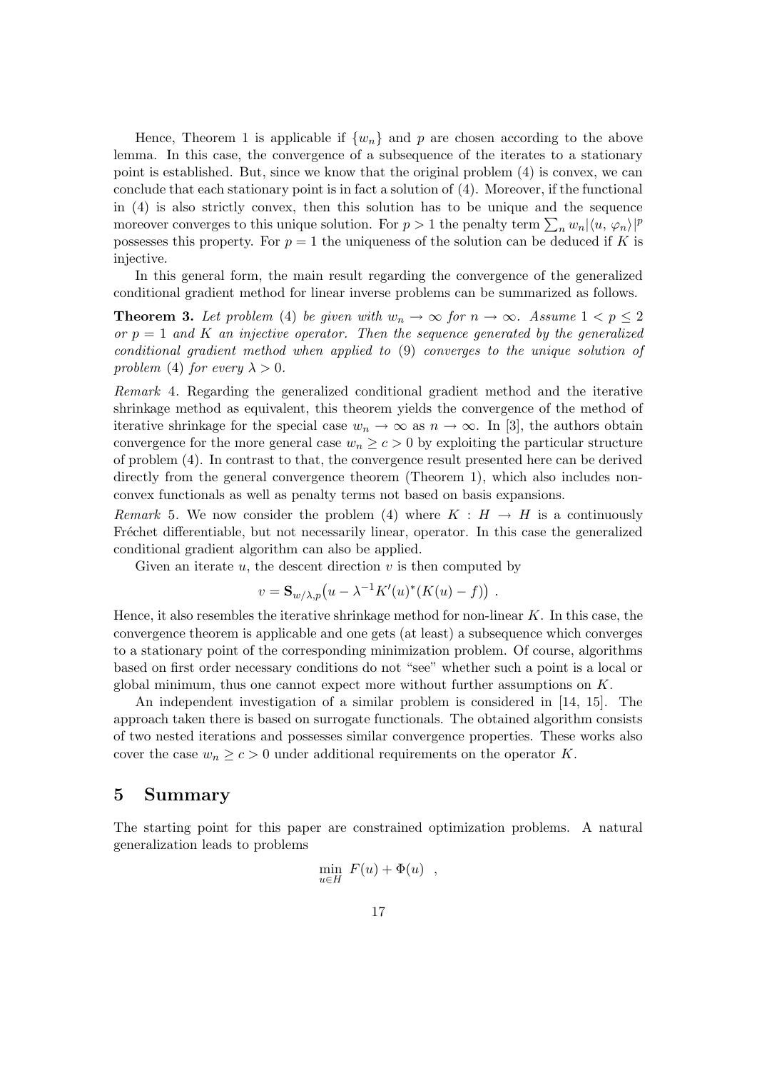Hence, Theorem 1 is applicable if $\{w_n\}$ and $p$ are chosen according to the above lemma. In this case, the convergence of a subsequence of the iterates to a stationary point is established. But, since we know that the original problem (4) is convex, we can conclude that each stationary point is in fact a solution of (4). Moreover, if the functional in (4) is also strictly convex, then this solution has to be unique and the sequence moreover converges to this unique solution. For $p > 1$ the penalty term $\sum_n w_n |\langle u, \varphi_n \rangle|^p$ possesses this property. For $p = 1$ the uniqueness of the solution can be deduced if $K$ is injective.

In this general form, the main result regarding the convergence of the generalized conditional gradient method for linear inverse problems can be summarized as follows.

**Theorem 3.** *Let problem* (4) *be given with $w_n \to \infty$ for $n \to \infty$. Assume $1 < p \leq 2$ or $p = 1$ and $K$ an injective operator. Then the sequence generated by the generalized conditional gradient method when applied to* (9) *converges to the unique solution of problem* (4) *for every $\lambda > 0$.*

*Remark* 4. Regarding the generalized conditional gradient method and the iterative shrinkage method as equivalent, this theorem yields the convergence of the method of iterative shrinkage for the special case $w_n \to \infty$ as $n \to \infty$. In [3], the authors obtain convergence for the more general case $w_n \geq c > 0$ by exploiting the particular structure of problem (4). In contrast to that, the convergence result presented here can be derived directly from the general convergence theorem (Theorem 1), which also includes non-convex functionals as well as penalty terms not based on basis expansions.

*Remark* 5. We now consider the problem (4) where $K : H \to H$ is a continuously Fréchet differentiable, but not necessarily linear, operator. In this case the generalized conditional gradient algorithm can also be applied.

Given an iterate $u$, the descent direction $v$ is then computed by

$$v = \mathbf{S}_{w/\lambda,p}\big(u - \lambda^{-1} K'(u)^*(K(u) - f)\big) \ .$$

Hence, it also resembles the iterative shrinkage method for non-linear $K$. In this case, the convergence theorem is applicable and one gets (at least) a subsequence which converges to a stationary point of the corresponding minimization problem. Of course, algorithms based on first order necessary conditions do not "see" whether such a point is a local or global minimum, thus one cannot expect more without further assumptions on $K$.

An independent investigation of a similar problem is considered in [14, 15]. The approach taken there is based on surrogate functionals. The obtained algorithm consists of two nested iterations and possesses similar convergence properties. These works also cover the case $w_n \geq c > 0$ under additional requirements on the operator $K$.

## 5 Summary

The starting point for this paper are constrained optimization problems. A natural generalization leads to problems

$$\min_{u \in H} \ F(u) + \Phi(u) \quad ,$$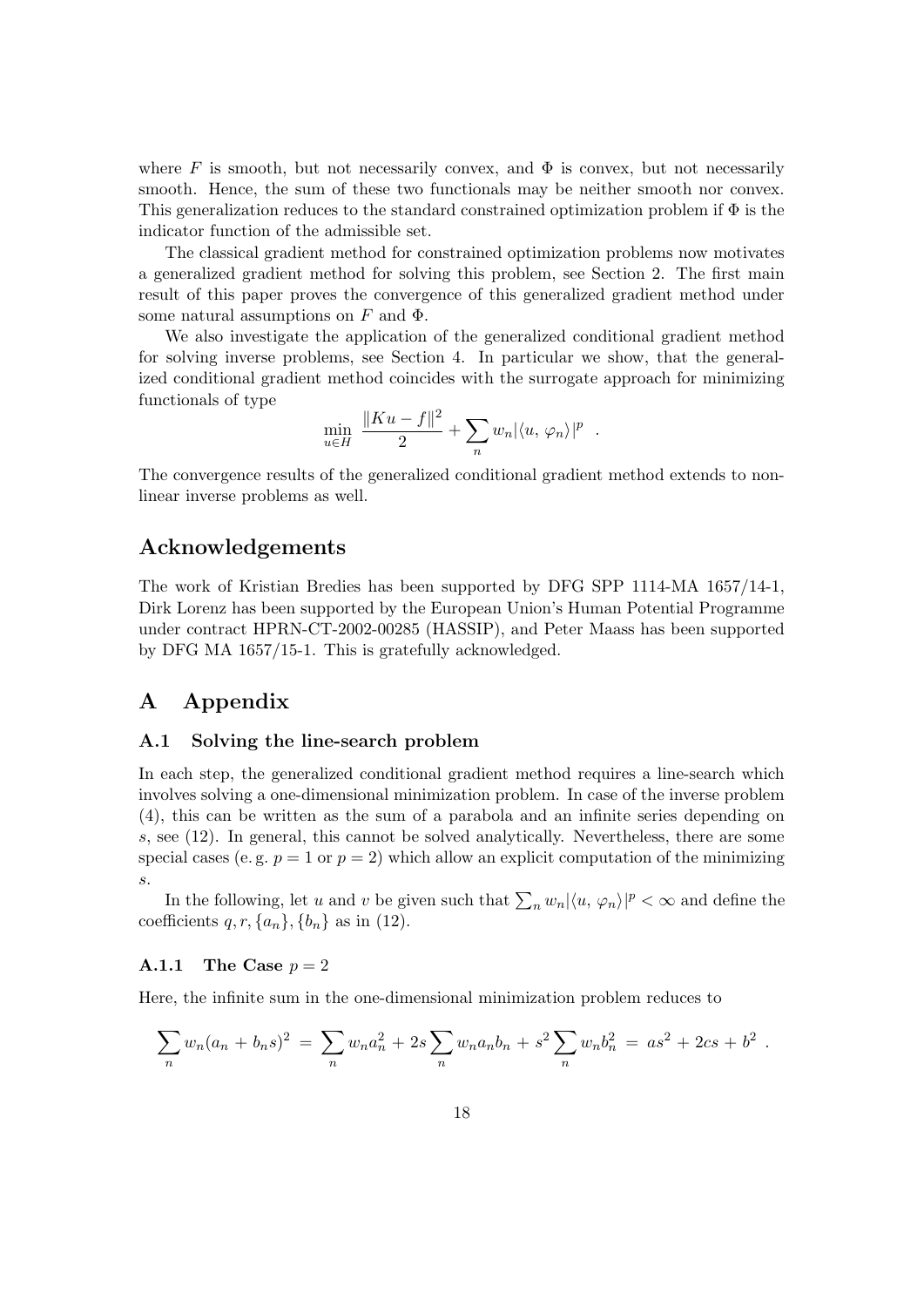where $F$ is smooth, but not necessarily convex, and $\Phi$ is convex, but not necessarily smooth. Hence, the sum of these two functionals may be neither smooth nor convex. This generalization reduces to the standard constrained optimization problem if $\Phi$ is the indicator function of the admissible set.

The classical gradient method for constrained optimization problems now motivates a generalized gradient method for solving this problem, see Section 2. The first main result of this paper proves the convergence of this generalized gradient method under some natural assumptions on $F$ and $\Phi$.

We also investigate the application of the generalized conditional gradient method for solving inverse problems, see Section 4. In particular we show, that the generalized conditional gradient method coincides with the surrogate approach for minimizing functionals of type

$$\min_{u \in H} \frac{\|Ku - f\|^2}{2} + \sum_n w_n |\langle u, \varphi_n \rangle|^p \ .$$

The convergence results of the generalized conditional gradient method extends to nonlinear inverse problems as well.

# Acknowledgements

The work of Kristian Bredies has been supported by DFG SPP 1114-MA 1657/14-1, Dirk Lorenz has been supported by the European Union's Human Potential Programme under contract HPRN-CT-2002-00285 (HASSIP), and Peter Maass has been supported by DFG MA 1657/15-1. This is gratefully acknowledged.

# A Appendix

## A.1 Solving the line-search problem

In each step, the generalized conditional gradient method requires a line-search which involves solving a one-dimensional minimization problem. In case of the inverse problem (4), this can be written as the sum of a parabola and an infinite series depending on $s$, see (12). In general, this cannot be solved analytically. Nevertheless, there are some special cases (e. g. $p = 1$ or $p = 2$) which allow an explicit computation of the minimizing $s$.

In the following, let $u$ and $v$ be given such that $\sum_n w_n |\langle u, \varphi_n \rangle|^p < \infty$ and define the coefficients $q, r, \{a_n\}, \{b_n\}$ as in (12).

### A.1.1 The Case $p = 2$

Here, the infinite sum in the one-dimensional minimization problem reduces to

$$\sum_n w_n (a_n + b_n s)^2 = \sum_n w_n a_n^2 + 2s \sum_n w_n a_n b_n + s^2 \sum_n w_n b_n^2 = as^2 + 2cs + b^2 \ .$$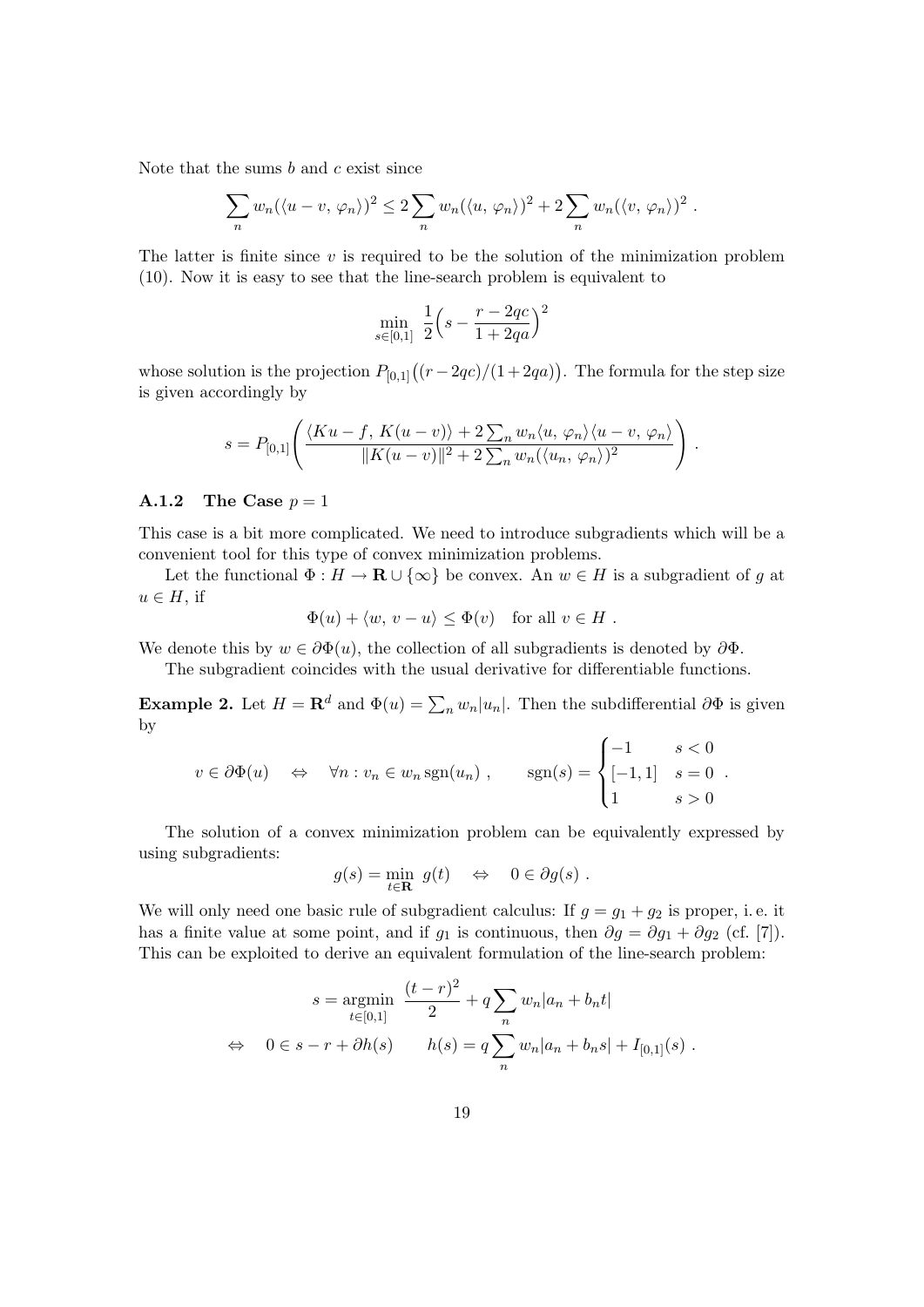Note that the sums $b$ and $c$ exist since

$$\sum_n w_n(\langle u - v,\, \varphi_n\rangle)^2 \leq 2 \sum_n w_n(\langle u,\, \varphi_n\rangle)^2 + 2 \sum_n w_n(\langle v,\, \varphi_n\rangle)^2 \ .$$

The latter is finite since $v$ is required to be the solution of the minimization problem (10). Now it is easy to see that the line-search problem is equivalent to

$$\min_{s\in[0,1]} \ \frac{1}{2}\Big(s - \frac{r - 2qc}{1 + 2qa}\Big)^2$$

whose solution is the projection $P_{[0,1]}\big((r - 2qc)/(1+2qa)\big)$. The formula for the step size is given accordingly by

$$s = P_{[0,1]}\left( \frac{\langle Ku - f,\, K(u-v)\rangle + 2\sum_n w_n \langle u,\, \varphi_n\rangle \langle u - v,\, \varphi_n\rangle}{\|K(u-v)\|^2 + 2\sum_n w_n(\langle u_n,\, \varphi_n\rangle)^2} \right) \ .$$

### A.1.2 The Case $p = 1$

This case is a bit more complicated. We need to introduce subgradients which will be a convenient tool for this type of convex minimization problems.

Let the functional $\Phi : H \to \mathbf{R} \cup \{\infty\}$ be convex. An $w \in H$ is a subgradient of $g$ at $u \in H$, if

$$\Phi(u) + \langle w,\, v - u\rangle \leq \Phi(v) \quad \text{for all } v \in H \ .$$

We denote this by $w \in \partial\Phi(u)$, the collection of all subgradients is denoted by $\partial\Phi$.

The subgradient coincides with the usual derivative for differentiable functions.

**Example 2.** Let $H = \mathbf{R}^d$ and $\Phi(u) = \sum_n w_n |u_n|$. Then the subdifferential $\partial\Phi$ is given by

$$v \in \partial\Phi(u) \quad \Leftrightarrow \quad \forall n : v_n \in w_n \operatorname{sgn}(u_n) \ , \qquad \operatorname{sgn}(s) = \begin{cases} -1 & s < 0 \\ [-1,1] & s = 0 \\ 1 & s > 0 \end{cases} \ .$$

The solution of a convex minimization problem can be equivalently expressed by using subgradients:

$$g(s) = \min_{t\in\mathbf{R}} \ g(t) \quad \Leftrightarrow \quad 0 \in \partial g(s) \ .$$

We will only need one basic rule of subgradient calculus: If $g = g_1 + g_2$ is proper, i. e. it has a finite value at some point, and if $g_1$ is continuous, then $\partial g = \partial g_1 + \partial g_2$ (cf. [7]). This can be exploited to derive an equivalent formulation of the line-search problem:

$$\begin{aligned} & s = \operatorname*{argmin}_{t\in[0,1]} \ \frac{(t-r)^2}{2} + q\sum_n w_n |a_n + b_n t| \\ \Leftrightarrow \quad & 0 \in s - r + \partial h(s) \qquad h(s) = q\sum_n w_n |a_n + b_n s| + I_{[0,1]}(s) \ . \end{aligned}$$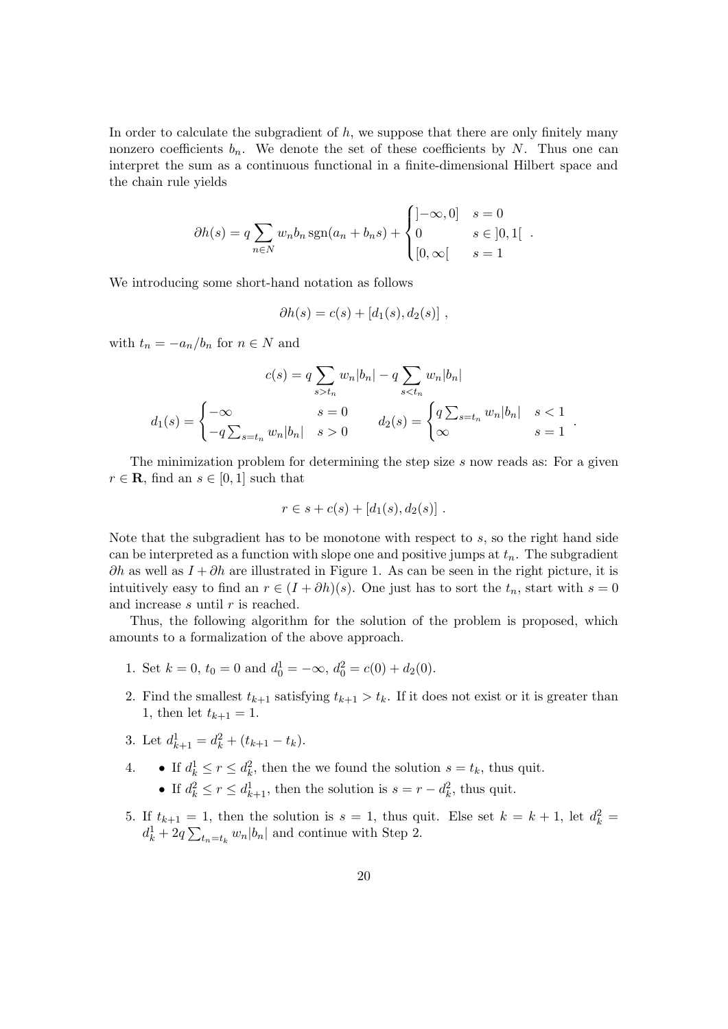In order to calculate the subgradient of $h$, we suppose that there are only finitely many nonzero coefficients $b_n$. We denote the set of these coefficients by $N$. Thus one can interpret the sum as a continuous functional in a finite-dimensional Hilbert space and the chain rule yields

$$\partial h(s) = q \sum_{n \in N} w_n b_n \operatorname{sgn}(a_n + b_n s) + \begin{cases} ]-\infty, 0] & s = 0 \\ 0 & s \in ]0,1[ \\ [0, \infty[ & s = 1 \end{cases} .$$

We introducing some short-hand notation as follows

$$\partial h(s) = c(s) + [d_1(s), d_2(s)] ,$$

with $t_n = -a_n/b_n$ for $n \in N$ and

$$c(s) = q \sum_{s > t_n} w_n |b_n| - q \sum_{s < t_n} w_n |b_n|$$

$$d_1(s) = \begin{cases} -\infty & s = 0 \\ -q \sum_{s = t_n} w_n |b_n| & s > 0 \end{cases} \qquad d_2(s) = \begin{cases} q \sum_{s = t_n} w_n |b_n| & s < 1 \\ \infty & s = 1 \end{cases} .$$

The minimization problem for determining the step size $s$ now reads as: For a given $r \in \mathbf{R}$, find an $s \in [0,1]$ such that

$$r \in s + c(s) + [d_1(s), d_2(s)] .$$

Note that the subgradient has to be monotone with respect to $s$, so the right hand side can be interpreted as a function with slope one and positive jumps at $t_n$. The subgradient $\partial h$ as well as $I + \partial h$ are illustrated in Figure 1. As can be seen in the right picture, it is intuitively easy to find an $r \in (I + \partial h)(s)$. One just has to sort the $t_n$, start with $s = 0$ and increase $s$ until $r$ is reached.

Thus, the following algorithm for the solution of the problem is proposed, which amounts to a formalization of the above approach.

1. Set $k = 0$, $t_0 = 0$ and $d_0^1 = -\infty$, $d_0^2 = c(0) + d_2(0)$.
2. Find the smallest $t_{k+1}$ satisfying $t_{k+1} > t_k$. If it does not exist or it is greater than 1, then let $t_{k+1} = 1$.
3. Let $d_{k+1}^1 = d_k^2 + (t_{k+1} - t_k)$.
4. 
   - If $d_k^1 \leq r \leq d_k^2$, then the we found the solution $s = t_k$, thus quit.
   - If $d_k^2 \leq r \leq d_{k+1}^1$, then the solution is $s = r - d_k^2$, thus quit.
5. If $t_{k+1} = 1$, then the solution is $s = 1$, thus quit. Else set $k = k + 1$, let $d_k^2 = d_k^1 + 2q \sum_{t_n = t_k} w_n |b_n|$ and continue with Step 2.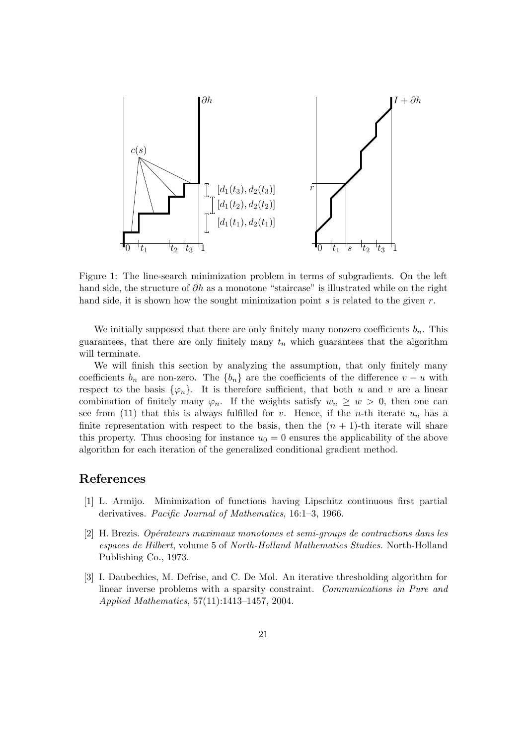Figure 1: The line-search minimization problem in terms of subgradients. On the left hand side, the structure of $\partial h$ as a monotone "staircase" is illustrated while on the right hand side, it is shown how the sought minimization point $s$ is related to the given $r$.

We initially supposed that there are only finitely many nonzero coefficients $b_n$. This guarantees, that there are only finitely many $t_n$ which guarantees that the algorithm will terminate.

We will finish this section by analyzing the assumption, that only finitely many coefficients $b_n$ are non-zero. The $\{b_n\}$ are the coefficients of the difference $v - u$ with respect to the basis $\{\varphi_n\}$. It is therefore sufficient, that both $u$ and $v$ are a linear combination of finitely many $\varphi_n$. If the weights satisfy $w_n \geq w > 0$, then one can see from (11) that this is always fulfilled for $v$. Hence, if the $n$-th iterate $u_n$ has a finite representation with respect to the basis, then the $(n+1)$-th iterate will share this property. Thus choosing for instance $u_0 = 0$ ensures the applicability of the above algorithm for each iteration of the generalized conditional gradient method.

# References

[1] L. Armijo. Minimization of functions having Lipschitz continuous first partial derivatives. *Pacific Journal of Mathematics*, 16:1–3, 1966.

[2] H. Brezis. *Opérateurs maximaux monotones et semi-groups de contractions dans les espaces de Hilbert*, volume 5 of *North-Holland Mathematics Studies*. North-Holland Publishing Co., 1973.

[3] I. Daubechies, M. Defrise, and C. De Mol. An iterative thresholding algorithm for linear inverse problems with a sparsity constraint. *Communications in Pure and Applied Mathematics*, 57(11):1413–1457, 2004.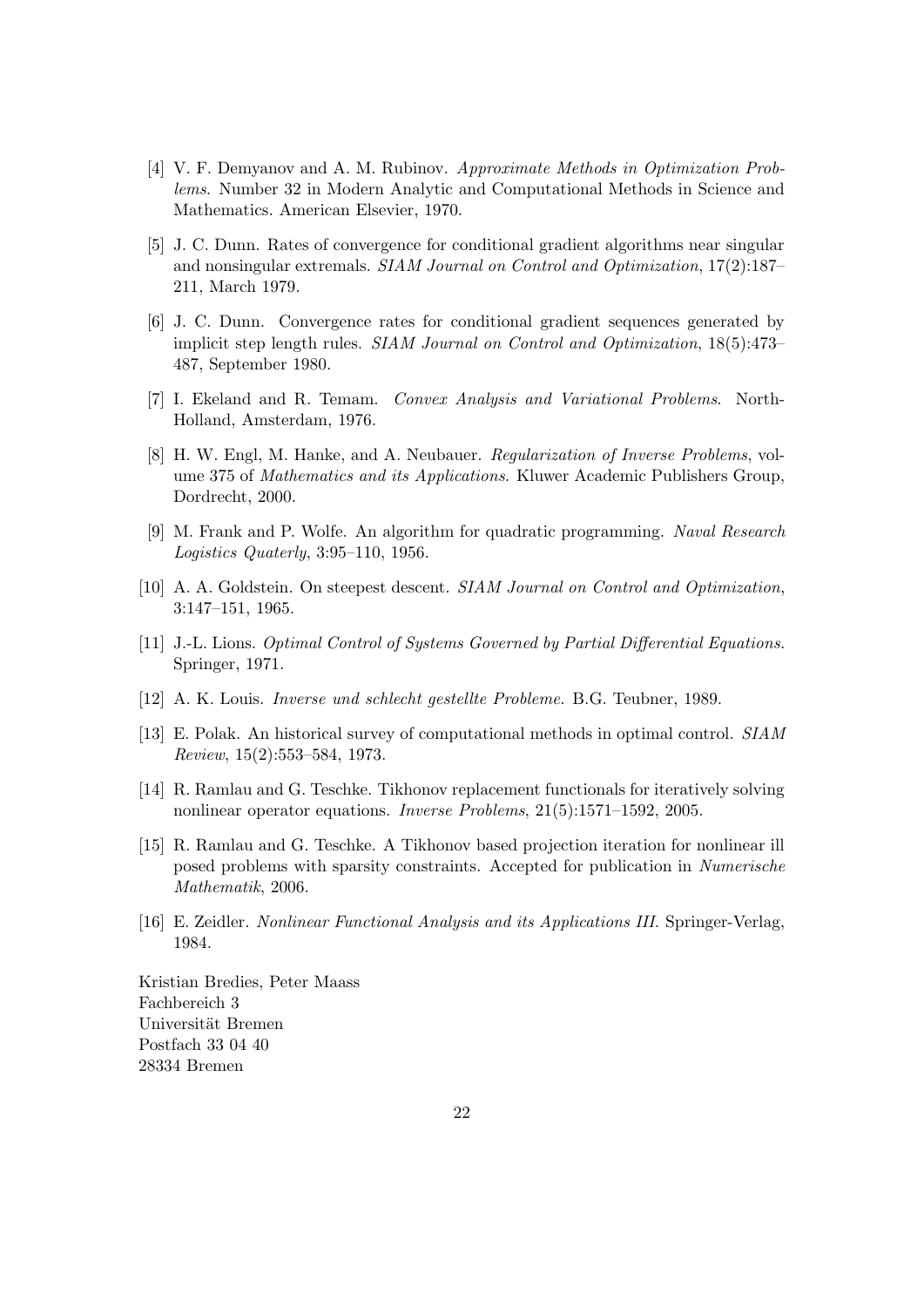[4] V. F. Demyanov and A. M. Rubinov. *Approximate Methods in Optimization Problems*. Number 32 in Modern Analytic and Computational Methods in Science and Mathematics. American Elsevier, 1970.

[5] J. C. Dunn. Rates of convergence for conditional gradient algorithms near singular and nonsingular extremals. *SIAM Journal on Control and Optimization*, 17(2):187–211, March 1979.

[6] J. C. Dunn. Convergence rates for conditional gradient sequences generated by implicit step length rules. *SIAM Journal on Control and Optimization*, 18(5):473–487, September 1980.

[7] I. Ekeland and R. Temam. *Convex Analysis and Variational Problems*. North-Holland, Amsterdam, 1976.

[8] H. W. Engl, M. Hanke, and A. Neubauer. *Regularization of Inverse Problems*, volume 375 of *Mathematics and its Applications*. Kluwer Academic Publishers Group, Dordrecht, 2000.

[9] M. Frank and P. Wolfe. An algorithm for quadratic programming. *Naval Research Logistics Quaterly*, 3:95–110, 1956.

[10] A. A. Goldstein. On steepest descent. *SIAM Journal on Control and Optimization*, 3:147–151, 1965.

[11] J.-L. Lions. *Optimal Control of Systems Governed by Partial Differential Equations*. Springer, 1971.

[12] A. K. Louis. *Inverse und schlecht gestellte Probleme*. B.G. Teubner, 1989.

[13] E. Polak. An historical survey of computational methods in optimal control. *SIAM Review*, 15(2):553–584, 1973.

[14] R. Ramlau and G. Teschke. Tikhonov replacement functionals for iteratively solving nonlinear operator equations. *Inverse Problems*, 21(5):1571–1592, 2005.

[15] R. Ramlau and G. Teschke. A Tikhonov based projection iteration for nonlinear ill posed problems with sparsity constraints. Accepted for publication in *Numerische Mathematik*, 2006.

[16] E. Zeidler. *Nonlinear Functional Analysis and its Applications III*. Springer-Verlag, 1984.

Kristian Bredies, Peter Maass
Fachbereich 3
Universität Bremen
Postfach 33 04 40
28334 Bremen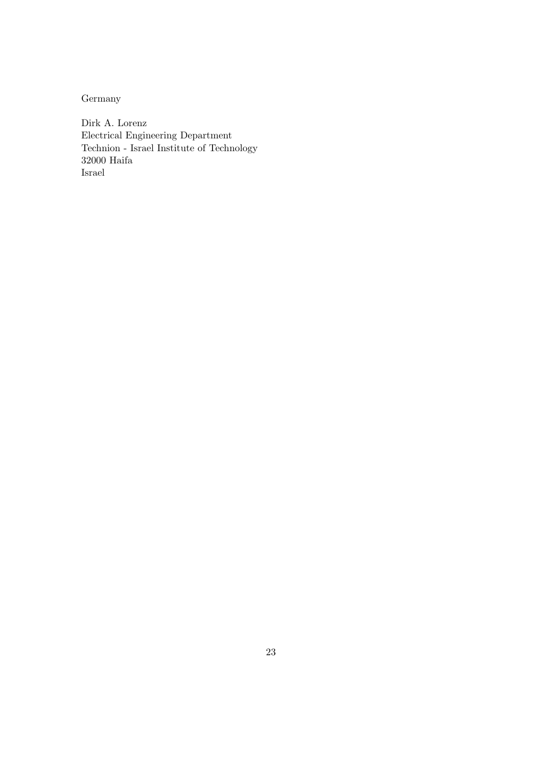Germany

Dirk A. Lorenz  
Electrical Engineering Department  
Technion - Israel Institute of Technology  
32000 Haifa  
Israel